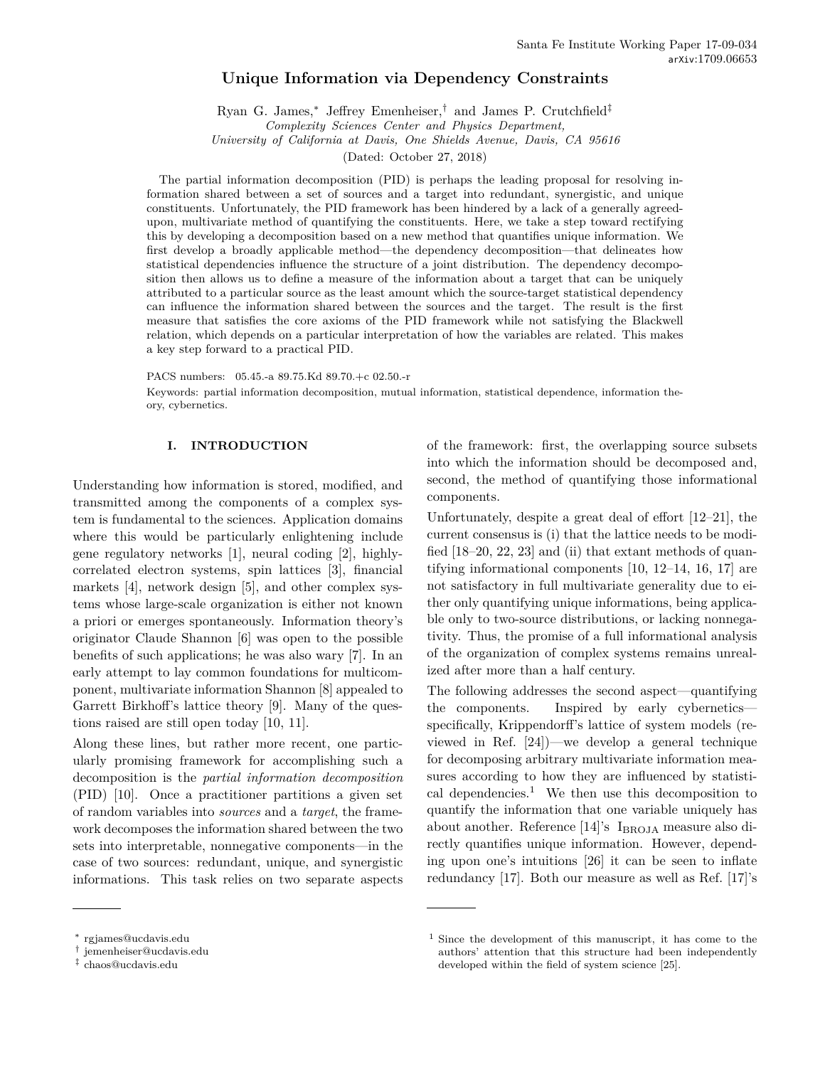Santa Fe Institute Working Paper 17-09-034
arXiv:1709.06653

# Unique Information via Dependency Constraints

Ryan G. James,[*] Jeffrey Emenheiser,[†] and James P. Crutchfield[‡]

*Complexity Sciences Center and Physics Department, University of California at Davis, One Shields Avenue, Davis, CA 95616*

(Dated: October 27, 2018)

The partial information decomposition (PID) is perhaps the leading proposal for resolving information shared between a set of sources and a target into redundant, synergistic, and unique constituents. Unfortunately, the PID framework has been hindered by a lack of a generally agreed-upon, multivariate method of quantifying the constituents. Here, we take a step toward rectifying this by developing a decomposition based on a new method that quantifies unique information. We first develop a broadly applicable method—the dependency decomposition—that delineates how statistical dependencies influence the structure of a joint distribution. The dependency decomposition then allows us to define a measure of the information about a target that can be uniquely attributed to a particular source as the least amount which the source-target statistical dependency can influence the information shared between the sources and the target. The result is the first measure that satisfies the core axioms of the PID framework while not satisfying the Blackwell relation, which depends on a particular interpretation of how the variables are related. This makes a key step forward to a practical PID.

PACS numbers: 05.45.-a 89.75.Kd 89.70.+c 02.50.-r

Keywords: partial information decomposition, mutual information, statistical dependence, information theory, cybernetics.

## I. INTRODUCTION

Understanding how information is stored, modified, and transmitted among the components of a complex system is fundamental to the sciences. Application domains where this would be particularly enlightening include gene regulatory networks [1], neural coding [2], highly-correlated electron systems, spin lattices [3], financial markets [4], network design [5], and other complex systems whose large-scale organization is either not known a priori or emerges spontaneously. Information theory's originator Claude Shannon [6] was open to the possible benefits of such applications; he was also wary [7]. In an early attempt to lay common foundations for multicomponent, multivariate information Shannon [8] appealed to Garrett Birkhoff's lattice theory [9]. Many of the questions raised are still open today [10, 11].

Along these lines, but rather more recent, one particularly promising framework for accomplishing such a decomposition is the *partial information decomposition* (PID) [10]. Once a practitioner partitions a given set of random variables into *sources* and a *target*, the framework decomposes the information shared between the two sets into interpretable, nonnegative components—in the case of two sources: redundant, unique, and synergistic informations. This task relies on two separate aspects of the framework: first, the overlapping source subsets into which the information should be decomposed and, second, the method of quantifying those informational components.

Unfortunately, despite a great deal of effort [12–21], the current consensus is (i) that the lattice needs to be modified [18–20, 22, 23] and (ii) that extant methods of quantifying informational components [10, 12–14, 16, 17] are not satisfactory in full multivariate generality due to either only quantifying unique informations, being applicable only to two-source distributions, or lacking nonnegativity. Thus, the promise of a full informational analysis of the organization of complex systems remains unrealized after more than a half century.

The following addresses the second aspect—quantifying the components. Inspired by early cybernetics—specifically, Krippendorff's lattice of system models (reviewed in Ref. [24])—we develop a general technique for decomposing arbitrary multivariate information measures according to how they are influenced by statistical dependencies.[1] We then use this decomposition to quantify the information that one variable uniquely has about another. Reference [14]'s $\mathrm{I}_{\mathrm{BROJA}}$ measure also directly quantifies unique information. However, depending upon one's intuitions [26] it can be seen to inflate redundancy [17]. Both our measure as well as Ref. [17]'s

---

[*] rgjames@ucdavis.edu
[†] jemenheiser@ucdavis.edu
[‡] chaos@ucdavis.edu

[1] Since the development of this manuscript, it has come to the authors' attention that this structure had been independently developed within the field of system science [25].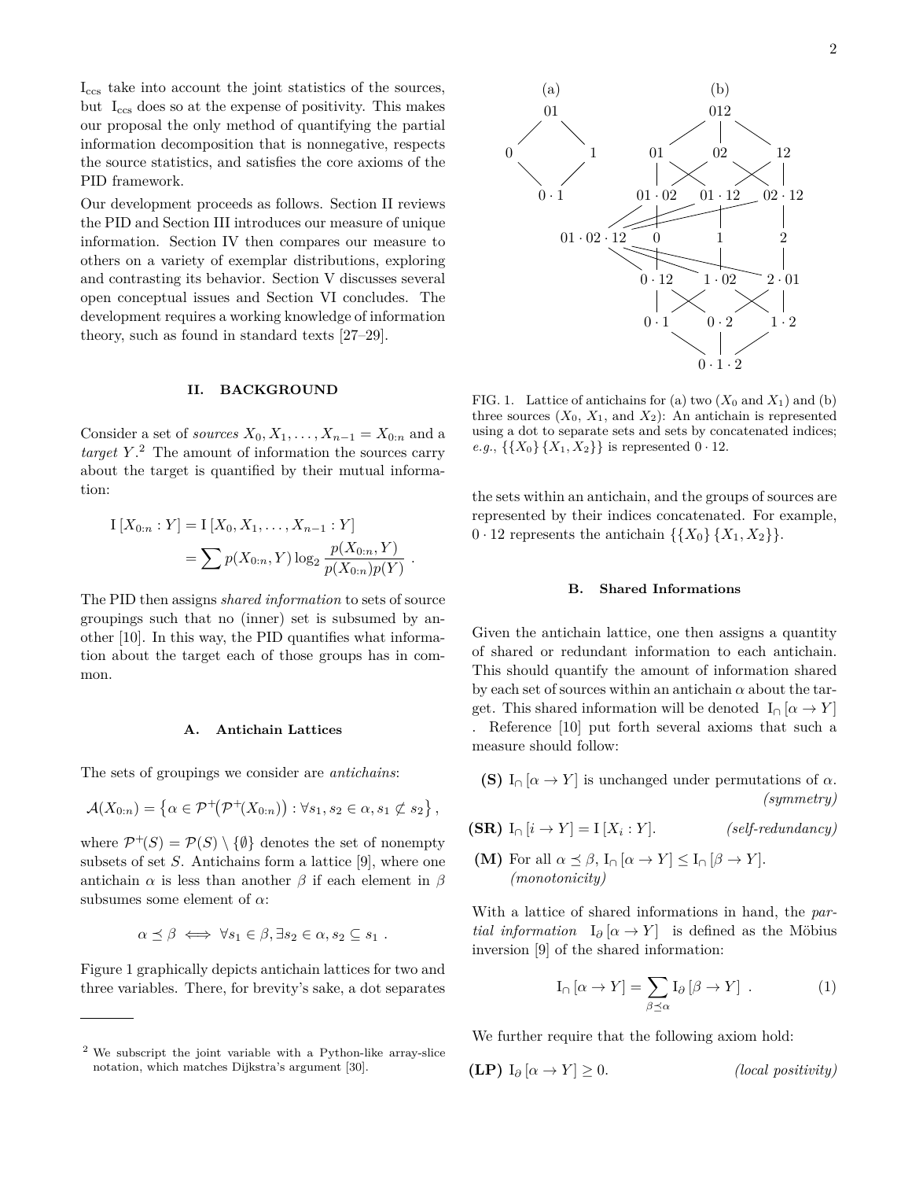$I_{ccs}$ take into account the joint statistics of the sources, but $I_{ccs}$ does so at the expense of positivity. This makes our proposal the only method of quantifying the partial information decomposition that is nonnegative, respects the source statistics, and satisfies the core axioms of the PID framework.

Our development proceeds as follows. Section II reviews the PID and Section III introduces our measure of unique information. Section IV then compares our measure to others on a variety of exemplar distributions, exploring and contrasting its behavior. Section V discusses several open conceptual issues and Section VI concludes. The development requires a working knowledge of information theory, such as found in standard texts [27–29].

## II. BACKGROUND

Consider a set of *sources* $X_0, X_1, \ldots, X_{n-1} = X_{0:n}$ and a *target* $Y$.[2] The amount of information the sources carry about the target is quantified by their mutual information:

$$
\begin{aligned}
\mathrm{I}\left[X_{0:n} : Y\right] &= \mathrm{I}\left[X_0, X_1, \ldots, X_{n-1} : Y\right] \\
&= \sum p(X_{0:n}, Y) \log_2 \frac{p(X_{0:n}, Y)}{p(X_{0:n}) p(Y)} \ .
\end{aligned}
$$

The PID then assigns *shared information* to sets of source groupings such that no (inner) set is subsumed by another [10]. In this way, the PID quantifies what information about the target each of those groups has in common.

### A. Antichain Lattices

The sets of groupings we consider are *antichains*:

$$
\mathcal{A}(X_{0:n}) = \left\{ \alpha \in \mathcal{P}^{+}\big(\mathcal{P}^{+}(X_{0:n})\big) : \forall s_1, s_2 \in \alpha, s_1 \not\subset s_2 \right\},
$$

where $\mathcal{P}^{+}(S) = \mathcal{P}(S) \setminus \{\emptyset\}$ denotes the set of nonempty subsets of set $S$. Antichains form a lattice [9], where one antichain $\alpha$ is less than another $\beta$ if each element in $\beta$ subsumes some element of $\alpha$:

$$
\alpha \preceq \beta \iff \forall s_1 \in \beta, \exists s_2 \in \alpha, s_2 \subseteq s_1 \ .
$$

Figure 1 graphically depicts antichain lattices for two and three variables. There, for brevity's sake, a dot separates the sets within an antichain, and the groups of sources are represented by their indices concatenated. For example, $0 \cdot 12$ represents the antichain $\{\{X_0\}\{X_1, X_2\}\}$.

FIG. 1. Lattice of antichains for (a) two ($X_0$ and $X_1$) and (b) three sources ($X_0$, $X_1$, and $X_2$): An antichain is represented using a dot to separate sets and sets by concatenated indices; *e.g.*, $\{\{X_0\}\{X_1, X_2\}\}$ is represented $0 \cdot 12$.

### B. Shared Informations

Given the antichain lattice, one then assigns a quantity of shared or redundant information to each antichain. This should quantify the amount of information shared by each set of sources within an antichain $\alpha$ about the target. This shared information will be denoted $\mathrm{I}_\cap\left[\alpha \to Y\right]$ . Reference [10] put forth several axioms that such a measure should follow:

**(S)** $\mathrm{I}_\cap\left[\alpha \to Y\right]$ is unchanged under permutations of $\alpha$. *(symmetry)*

**(SR)** $\mathrm{I}_\cap\left[i \to Y\right] = \mathrm{I}\left[X_i : Y\right]$. *(self-redundancy)*

**(M)** For all $\alpha \preceq \beta$, $\mathrm{I}_\cap\left[\alpha \to Y\right] \leq \mathrm{I}_\cap\left[\beta \to Y\right]$. *(monotonicity)*

With a lattice of shared informations in hand, the *partial information* $\mathrm{I}_\partial\left[\alpha \to Y\right]$ is defined as the Möbius inversion [9] of the shared information:

$$
\mathrm{I}_\cap\left[\alpha \to Y\right] = \sum_{\beta \preceq \alpha} \mathrm{I}_\partial\left[\beta \to Y\right] \ . \tag{1}
$$

We further require that the following axiom hold:

**(LP)** $\mathrm{I}_\partial\left[\alpha \to Y\right] \geq 0$. *(local positivity)*

---

[2] We subscript the joint variable with a Python-like array-slice notation, which matches Dijkstra's argument [30].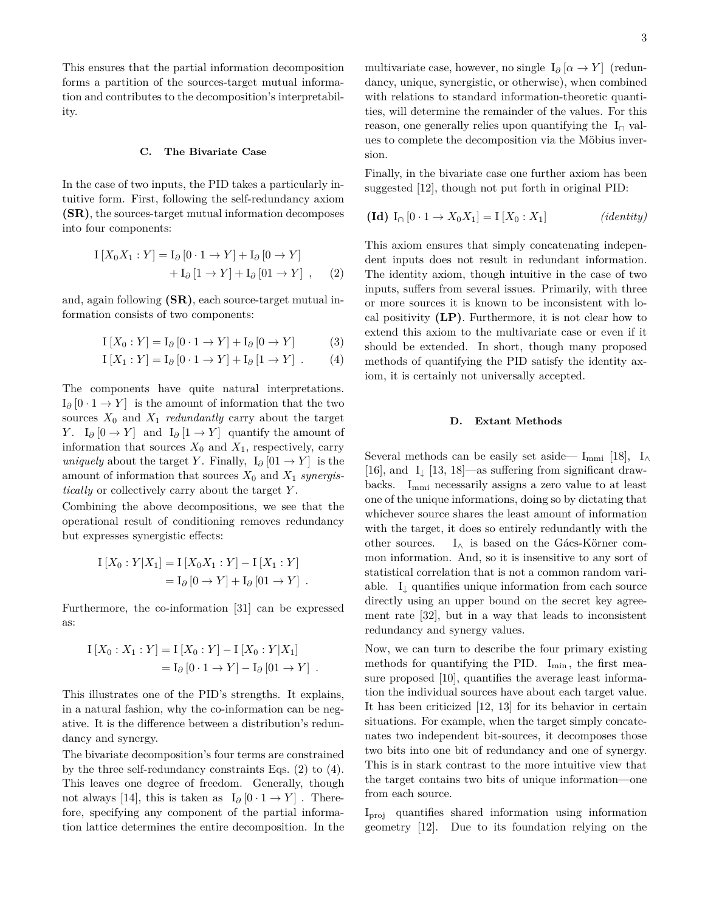This ensures that the partial information decomposition forms a partition of the sources-target mutual information and contributes to the decomposition's interpretability.

### C. The Bivariate Case

In the case of two inputs, the PID takes a particularly intuitive form. First, following the self-redundancy axiom **(SR)**, the sources-target mutual information decomposes into four components:

$$\begin{aligned} \mathrm{I}[X_0 X_1 : Y] = \mathrm{I}_\partial[0 \cdot 1 \to Y] + \mathrm{I}_\partial[0 \to Y] \\ + \mathrm{I}_\partial[1 \to Y] + \mathrm{I}_\partial[01 \to Y] \ , \end{aligned} \quad (2)$$

and, again following **(SR)**, each source-target mutual information consists of two components:

$$\mathrm{I}[X_0 : Y] = \mathrm{I}_\partial[0 \cdot 1 \to Y] + \mathrm{I}_\partial[0 \to Y] \quad (3)$$

$$\mathrm{I}[X_1 : Y] = \mathrm{I}_\partial[0 \cdot 1 \to Y] + \mathrm{I}_\partial[1 \to Y] \ . \quad (4)$$

The components have quite natural interpretations. $\mathrm{I}_\partial[0 \cdot 1 \to Y]$ is the amount of information that the two sources $X_0$ and $X_1$ *redundantly* carry about the target $Y$. $\mathrm{I}_\partial[0 \to Y]$ and $\mathrm{I}_\partial[1 \to Y]$ quantify the amount of information that sources $X_0$ and $X_1$, respectively, carry *uniquely* about the target $Y$. Finally, $\mathrm{I}_\partial[01 \to Y]$ is the amount of information that sources $X_0$ and $X_1$ *synergistically* or collectively carry about the target $Y$.

Combining the above decompositions, we see that the operational result of conditioning removes redundancy but expresses synergistic effects:

$$\begin{aligned} \mathrm{I}[X_0 : Y | X_1] &= \mathrm{I}[X_0 X_1 : Y] - \mathrm{I}[X_1 : Y] \\ &= \mathrm{I}_\partial[0 \to Y] + \mathrm{I}_\partial[01 \to Y] \ . \end{aligned}$$

Furthermore, the co-information [31] can be expressed as:

$$\begin{aligned} \mathrm{I}[X_0 : X_1 : Y] &= \mathrm{I}[X_0 : Y] - \mathrm{I}[X_0 : Y | X_1] \\ &= \mathrm{I}_\partial[0 \cdot 1 \to Y] - \mathrm{I}_\partial[01 \to Y] \ . \end{aligned}$$

This illustrates one of the PID's strengths. It explains, in a natural fashion, why the co-information can be negative. It is the difference between a distribution's redundancy and synergy.

The bivariate decomposition's four terms are constrained by the three self-redundancy constraints Eqs. (2) to (4). This leaves one degree of freedom. Generally, though not always [14], this is taken as $\mathrm{I}_\partial[0 \cdot 1 \to Y]$. Therefore, specifying any component of the partial information lattice determines the entire decomposition. In the multivariate case, however, no single $\mathrm{I}_\partial[\alpha \to Y]$ (redundancy, unique, synergistic, or otherwise), when combined with relations to standard information-theoretic quantities, will determine the remainder of the values. For this reason, one generally relies upon quantifying the $\mathrm{I}_\cap$ values to complete the decomposition via the Möbius inversion.

Finally, in the bivariate case one further axiom has been suggested [12], though not put forth in original PID:

**(Id)** $\mathrm{I}_\cap[0 \cdot 1 \to X_0 X_1] = \mathrm{I}[X_0 : X_1]$ *(identity)*

This axiom ensures that simply concatenating independent inputs does not result in redundant information. The identity axiom, though intuitive in the case of two inputs, suffers from several issues. Primarily, with three or more sources it is known to be inconsistent with local positivity **(LP)**. Furthermore, it is not clear how to extend this axiom to the multivariate case or even if it should be extended. In short, though many proposed methods of quantifying the PID satisfy the identity axiom, it is certainly not universally accepted.

### D. Extant Methods

Several methods can be easily set aside— $\mathrm{I}_{\mathrm{mmi}}$ [18], $\mathrm{I}_\wedge$ [16], and $\mathrm{I}_\downarrow$ [13, 18]—as suffering from significant drawbacks. $\mathrm{I}_{\mathrm{mmi}}$ necessarily assigns a zero value to at least one of the unique informations, doing so by dictating that whichever source shares the least amount of information with the target, it does so entirely redundantly with the other sources. $\mathrm{I}_\wedge$ is based on the Gács-Körner common information. And, so it is insensitive to any sort of statistical correlation that is not a common random variable. $\mathrm{I}_\downarrow$ quantifies unique information from each source directly using an upper bound on the secret key agreement rate [32], but in a way that leads to inconsistent redundancy and synergy values.

Now, we can turn to describe the four primary existing methods for quantifying the PID. $\mathrm{I}_{\min}$, the first measure proposed [10], quantifies the average least information the individual sources have about each target value. It has been criticized [12, 13] for its behavior in certain situations. For example, when the target simply concatenates two independent bit-sources, it decomposes those two bits into one bit of redundancy and one of synergy. This is in stark contrast to the more intuitive view that the target contains two bits of unique information—one from each source.

$\mathrm{I}_{\mathrm{proj}}$ quantifies shared information using information geometry [12]. Due to its foundation relying on the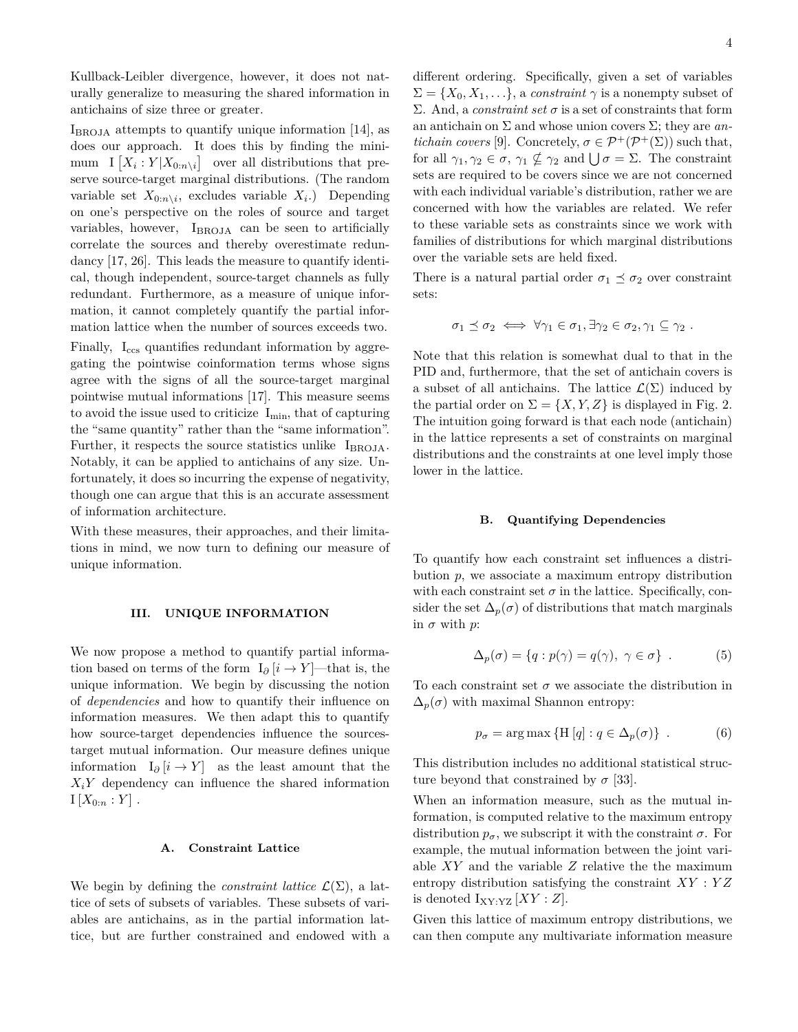Kullback-Leibler divergence, however, it does not naturally generalize to measuring the shared information in antichains of size three or greater.

$\mathrm{I}_{\mathrm{BROJA}}$ attempts to quantify unique information [14], as does our approach. It does this by finding the minimum $\mathrm{I}\left[X_i : Y | X_{0:n\setminus i}\right]$ over all distributions that preserve source-target marginal distributions. (The random variable set $X_{0:n\setminus i}$, excludes variable $X_i$.) Depending on one's perspective on the roles of source and target variables, however, $\mathrm{I}_{\mathrm{BROJA}}$ can be seen to artificially correlate the sources and thereby overestimate redundancy [17, 26]. This leads the measure to quantify identical, though independent, source-target channels as fully redundant. Furthermore, as a measure of unique information, it cannot completely quantify the partial information lattice when the number of sources exceeds two.

Finally, $\mathrm{I}_{\mathrm{ccs}}$ quantifies redundant information by aggregating the pointwise coinformation terms whose signs agree with the signs of all the source-target marginal pointwise mutual informations [17]. This measure seems to avoid the issue used to criticize $\mathrm{I}_{\mathrm{min}}$, that of capturing the "same quantity" rather than the "same information". Further, it respects the source statistics unlike $\mathrm{I}_{\mathrm{BROJA}}$. Notably, it can be applied to antichains of any size. Unfortunately, it does so incurring the expense of negativity, though one can argue that this is an accurate assessment of information architecture.

With these measures, their approaches, and their limitations in mind, we now turn to defining our measure of unique information.

## III. UNIQUE INFORMATION

We now propose a method to quantify partial information based on terms of the form $\mathrm{I}_\partial\left[i \to Y\right]$—that is, the unique information. We begin by discussing the notion of *dependencies* and how to quantify their influence on information measures. We then adapt this to quantify how source-target dependencies influence the sources-target mutual information. Our measure defines unique information $\mathrm{I}_\partial\left[i \to Y\right]$ as the least amount that the $X_i Y$ dependency can influence the shared information $\mathrm{I}\left[X_{0:n} : Y\right]$.

### A. Constraint Lattice

We begin by defining the *constraint lattice* $\mathcal{L}(\Sigma)$, a lattice of sets of subsets of variables. These subsets of variables are antichains, as in the partial information lattice, but are further constrained and endowed with a different ordering. Specifically, given a set of variables $\Sigma = \{X_0, X_1, \ldots\}$, a *constraint* $\gamma$ is a nonempty subset of $\Sigma$. And, a *constraint set* $\sigma$ is a set of constraints that form an antichain on $\Sigma$ and whose union covers $\Sigma$; they are *antichain covers* [9]. Concretely, $\sigma \in \mathcal{P}^+(\mathcal{P}^+(\Sigma))$ such that, for all $\gamma_1, \gamma_2 \in \sigma$, $\gamma_1 \not\subseteq \gamma_2$ and $\bigcup \sigma = \Sigma$. The constraint sets are required to be covers since we are not concerned with each individual variable's distribution, rather we are concerned with how the variables are related. We refer to these variable sets as constraints since we work with families of distributions for which marginal distributions over the variable sets are held fixed.

There is a natural partial order $\sigma_1 \preceq \sigma_2$ over constraint sets:

$$\sigma_1 \preceq \sigma_2 \iff \forall \gamma_1 \in \sigma_1, \exists \gamma_2 \in \sigma_2, \gamma_1 \subseteq \gamma_2 ~.$$

Note that this relation is somewhat dual to that in the PID and, furthermore, that the set of antichain covers is a subset of all antichains. The lattice $\mathcal{L}(\Sigma)$ induced by the partial order on $\Sigma = \{X, Y, Z\}$ is displayed in Fig. 2. The intuition going forward is that each node (antichain) in the lattice represents a set of constraints on marginal distributions and the constraints at one level imply those lower in the lattice.

### B. Quantifying Dependencies

To quantify how each constraint set influences a distribution $p$, we associate a maximum entropy distribution with each constraint set $\sigma$ in the lattice. Specifically, consider the set $\Delta_p(\sigma)$ of distributions that match marginals in $\sigma$ with $p$:

$$\Delta_p(\sigma) = \{q : p(\gamma) = q(\gamma),~ \gamma \in \sigma\} ~. \tag{5}$$

To each constraint set $\sigma$ we associate the distribution in $\Delta_p(\sigma)$ with maximal Shannon entropy:

$$p_\sigma = \arg\max\left\{\mathrm{H}\left[q\right] : q \in \Delta_p(\sigma)\right\} ~. \tag{6}$$

This distribution includes no additional statistical structure beyond that constrained by $\sigma$ [33].

When an information measure, such as the mutual information, is computed relative to the maximum entropy distribution $p_\sigma$, we subscript it with the constraint $\sigma$. For example, the mutual information between the joint variable $XY$ and the variable $Z$ relative the the maximum entropy distribution satisfying the constraint $XY : YZ$ is denoted $\mathrm{I}_{\mathrm{XY:YZ}}\left[XY : Z\right]$.

Given this lattice of maximum entropy distributions, we can then compute any multivariate information measure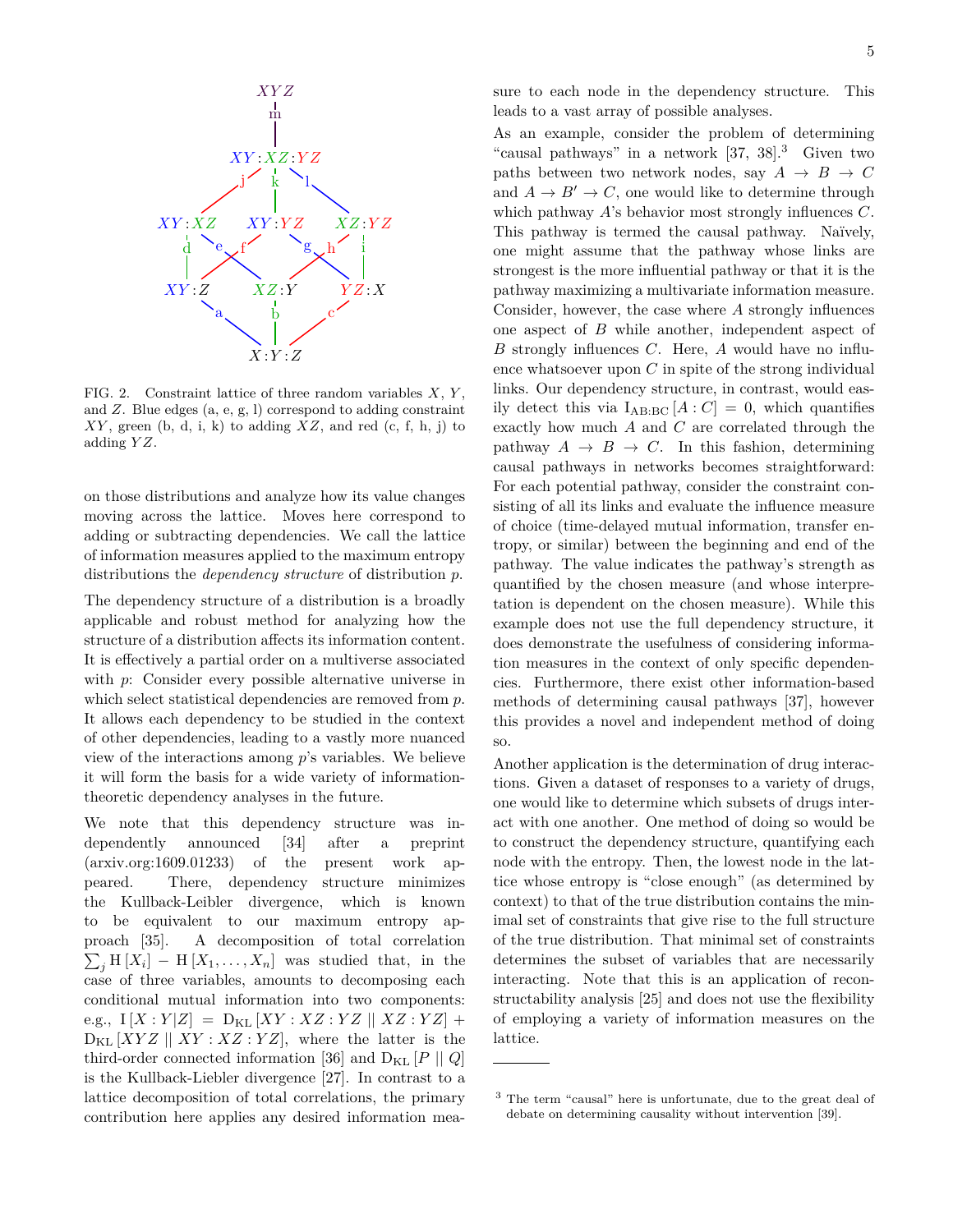FIG. 2. Constraint lattice of three random variables $X$, $Y$, and $Z$. Blue edges (a, e, g, l) correspond to adding constraint $XY$, green (b, d, i, k) to adding $XZ$, and red (c, f, h, j) to adding $YZ$.

on those distributions and analyze how its value changes moving across the lattice. Moves here correspond to adding or subtracting dependencies. We call the lattice of information measures applied to the maximum entropy distributions the *dependency structure* of distribution $p$.

The dependency structure of a distribution is a broadly applicable and robust method for analyzing how the structure of a distribution affects its information content. It is effectively a partial order on a multiverse associated with $p$: Consider every possible alternative universe in which select statistical dependencies are removed from $p$. It allows each dependency to be studied in the context of other dependencies, leading to a vastly more nuanced view of the interactions among $p$'s variables. We believe it will form the basis for a wide variety of information-theoretic dependency analyses in the future.

We note that this dependency structure was independently announced [34] after a preprint (arxiv.org:1609.01233) of the present work appeared. There, dependency structure minimizes the Kullback-Leibler divergence, which is known to be equivalent to our maximum entropy approach [35]. A decomposition of total correlation $\sum_j \mathrm{H}\left[X_i\right] - \mathrm{H}\left[X_1, \ldots, X_n\right]$ was studied that, in the case of three variables, amounts to decomposing each conditional mutual information into two components: e.g., $\mathrm{I}\left[X:Y|Z\right] = \mathrm{D_{KL}}\left[XY:XZ:YZ \mid\mid XZ:YZ\right] + \mathrm{D_{KL}}\left[XYZ \mid\mid XY:XZ:YZ\right]$, where the latter is the third-order connected information [36] and $\mathrm{D_{KL}}\left[P \mid\mid Q\right]$ is the Kullback-Leibler divergence [27]. In contrast to a lattice decomposition of total correlations, the primary contribution here applies any desired information measure to each node in the dependency structure. This leads to a vast array of possible analyses.

As an example, consider the problem of determining "causal pathways" in a network [37, 38].[3] Given two paths between two network nodes, say $A \rightarrow B \rightarrow C$ and $A \rightarrow B' \rightarrow C$, one would like to determine through which pathway $A$'s behavior most strongly influences $C$. This pathway is termed the causal pathway. Naïvely, one might assume that the pathway whose links are strongest is the more influential pathway or that it is the pathway maximizing a multivariate information measure. Consider, however, the case where $A$ strongly influences one aspect of $B$ while another, independent aspect of $B$ strongly influences $C$. Here, $A$ would have no influence whatsoever upon $C$ in spite of the strong individual links. Our dependency structure, in contrast, would easily detect this via $\mathrm{I_{AB:BC}}\left[A:C\right] = 0$, which quantifies exactly how much $A$ and $C$ are correlated through the pathway $A \rightarrow B \rightarrow C$. In this fashion, determining causal pathways in networks becomes straightforward: For each potential pathway, consider the constraint consisting of all its links and evaluate the influence measure of choice (time-delayed mutual information, transfer entropy, or similar) between the beginning and end of the pathway. The value indicates the pathway's strength as quantified by the chosen measure (and whose interpretation is dependent on the chosen measure). While this example does not use the full dependency structure, it does demonstrate the usefulness of considering information measures in the context of only specific dependencies. Furthermore, there exist other information-based methods of determining causal pathways [37], however this provides a novel and independent method of doing so.

Another application is the determination of drug interactions. Given a dataset of responses to a variety of drugs, one would like to determine which subsets of drugs interact with one another. One method of doing so would be to construct the dependency structure, quantifying each node with the entropy. Then, the lowest node in the lattice whose entropy is "close enough" (as determined by context) to that of the true distribution contains the minimal set of constraints that give rise to the full structure of the true distribution. That minimal set of constraints determines the subset of variables that are necessarily interacting. Note that this is an application of reconstructability analysis [25] and does not use the flexibility of employing a variety of information measures on the lattice.

[3] The term "causal" here is unfortunate, due to the great deal of debate on determining causality without intervention [39].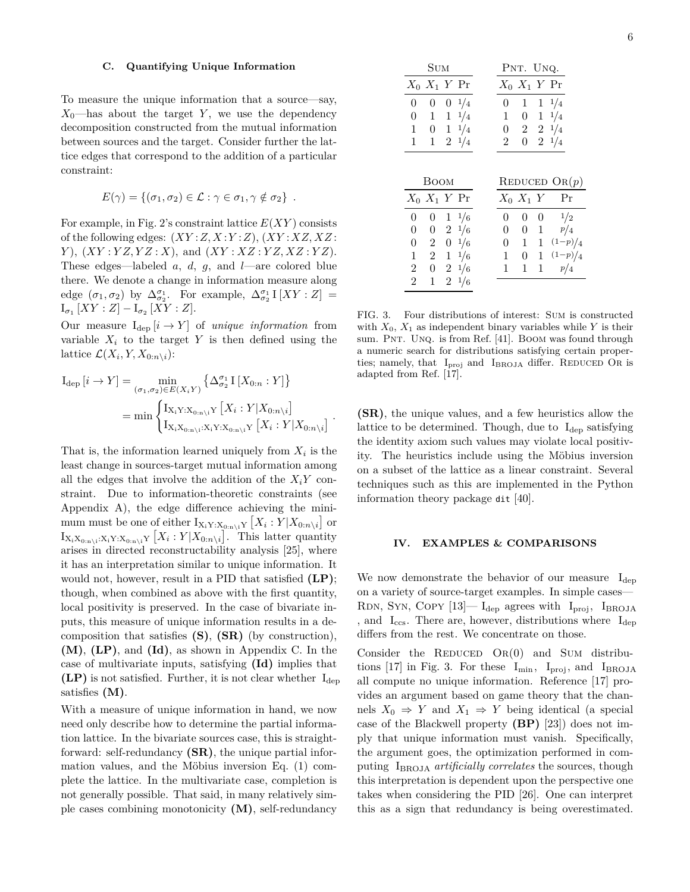### C. Quantifying Unique Information

To measure the unique information that a source—say, $X_0$—has about the target $Y$, we use the dependency decomposition constructed from the mutual information between sources and the target. Consider further the lattice edges that correspond to the addition of a particular constraint:

$$E(\gamma) = \{(\sigma_1, \sigma_2) \in \mathcal{L} : \gamma \in \sigma_1, \gamma \notin \sigma_2\} \ .$$

For example, in Fig. 2's constraint lattice $E(XY)$ consists of the following edges: $(XY\!:\!Z, X\!:\!Y\!:\!Z)$, $(XY\!:\!XZ, XZ\!:\!Y)$, $(XY\!:\!YZ, YZ\!:\!X)$, and $(XY\!:\!XZ\!:\!YZ, XZ\!:\!YZ)$. These edges—labeled $a$, $d$, $g$, and $l$—are colored blue there. We denote a change in information measure along edge $(\sigma_1, \sigma_2)$ by $\Delta^{\sigma_1}_{\sigma_2}$. For example, $\Delta^{\sigma_1}_{\sigma_2} \operatorname{I}[XY : Z] = \operatorname{I}_{\sigma_1}[XY : Z] - \operatorname{I}_{\sigma_2}[XY : Z]$.

Our measure $\operatorname{I}_{\text{dep}}[i \to Y]$ of *unique information* from variable $X_i$ to the target $Y$ is then defined using the lattice $\mathcal{L}(X_i, Y, X_{0:n\setminus i})$:

$$\begin{aligned}
\operatorname{I}_{\text{dep}}[i \to Y] &= \min_{(\sigma_1,\sigma_2)\in E(X_iY)} \left\{ \Delta^{\sigma_1}_{\sigma_2} \operatorname{I}[X_{0:n} : Y] \right\} \\
&= \min \begin{cases} \operatorname{I}_{X_iY:X_{0:n\setminus i}Y}\left[X_i : Y | X_{0:n\setminus i}\right] \\ \operatorname{I}_{X_iX_{0:n\setminus i}:X_iY:X_{0:n\setminus i}Y}\left[X_i : Y | X_{0:n\setminus i}\right] \end{cases} .
\end{aligned}$$

That is, the information learned uniquely from $X_i$ is the least change in sources-target mutual information among all the edges that involve the addition of the $X_iY$ constraint. Due to information-theoretic constraints (see Appendix A), the edge difference achieving the minimum must be one of either $\operatorname{I}_{X_iY:X_{0:n\setminus i}Y}\left[X_i : Y | X_{0:n\setminus i}\right]$ or $\operatorname{I}_{X_iX_{0:n\setminus i}:X_iY:X_{0:n\setminus i}Y}\left[X_i : Y | X_{0:n\setminus i}\right]$. This latter quantity arises in directed reconstructability analysis [25], where it has an interpretation similar to unique information. It would not, however, result in a PID that satisfied **(LP)**; though, when combined as above with the first quantity, local positivity is preserved. In the case of bivariate inputs, this measure of unique information results in a decomposition that satisfies **(S)**, **(SR)** (by construction), **(M)**, **(LP)**, and **(Id)**, as shown in Appendix C. In the case of multivariate inputs, satisfying **(Id)** implies that **(LP)** is not satisfied. Further, it is not clear whether $\operatorname{I}_{\text{dep}}$ satisfies **(M)**.

With a measure of unique information in hand, we now need only describe how to determine the partial information lattice. In the bivariate sources case, this is straightforward: self-redundancy **(SR)**, the unique partial information values, and the Möbius inversion Eq. (1) complete the lattice. In the multivariate case, completion is not generally possible. That said, in many relatively simple cases combining monotonicity **(M)**, self-redundancy **(SR)**, the unique values, and a few heuristics allow the lattice to be determined. Though, due to $\operatorname{I}_{\text{dep}}$ satisfying the identity axiom such values may violate local positivity. The heuristics include using the Möbius inversion on a subset of the lattice as a linear constraint. Several techniques such as this are implemented in the Python information theory package `dit` [40].

**Sum**

| $X_0$ | $X_1$ | $Y$ | Pr |
|---|---|---|---|
| 0 | 0 | 0 | $1/4$ |
| 0 | 1 | 1 | $1/4$ |
| 1 | 0 | 1 | $1/4$ |
| 1 | 1 | 2 | $1/4$ |

**Pnt. Unq.**

| $X_0$ | $X_1$ | $Y$ | Pr |
|---|---|---|---|
| 0 | 1 | 1 | $1/4$ |
| 1 | 0 | 1 | $1/4$ |
| 0 | 2 | 2 | $1/4$ |
| 2 | 0 | 2 | $1/4$ |

**Boom**

| $X_0$ | $X_1$ | $Y$ | Pr |
|---|---|---|---|
| 0 | 0 | 1 | $1/6$ |
| 0 | 0 | 2 | $1/6$ |
| 0 | 2 | 0 | $1/6$ |
| 1 | 2 | 1 | $1/6$ |
| 2 | 0 | 2 | $1/6$ |
| 2 | 1 | 2 | $1/6$ |

**Reduced Or($p$)**

| $X_0$ | $X_1$ | $Y$ | Pr |
|---|---|---|---|
| 0 | 0 | 0 | $1/2$ |
| 0 | 0 | 1 | $p/4$ |
| 0 | 1 | 1 | $(1-p)/4$ |
| 1 | 0 | 1 | $(1-p)/4$ |
| 1 | 1 | 1 | $p/4$ |

FIG. 3. Four distributions of interest: Sum is constructed with $X_0$, $X_1$ as independent binary variables while $Y$ is their sum. Pnt. Unq. is from Ref. [41]. Boom was found through a numeric search for distributions satisfying certain properties; namely, that $\operatorname{I}_{\text{proj}}$ and $\operatorname{I}_{\text{BROJA}}$ differ. Reduced Or is adapted from Ref. [17].

## IV. EXAMPLES & COMPARISONS

We now demonstrate the behavior of our measure $\operatorname{I}_{\text{dep}}$ on a variety of source-target examples. In simple cases—Rdn, Syn, Copy [13]— $\operatorname{I}_{\text{dep}}$ agrees with $\operatorname{I}_{\text{proj}}$, $\operatorname{I}_{\text{BROJA}}$, and $\operatorname{I}_{\text{ccs}}$. There are, however, distributions where $\operatorname{I}_{\text{dep}}$ differs from the rest. We concentrate on those.

Consider the Reduced Or(0) and Sum distributions [17] in Fig. 3. For these $\operatorname{I}_{\text{min}}$, $\operatorname{I}_{\text{proj}}$, and $\operatorname{I}_{\text{BROJA}}$ all compute no unique information. Reference [17] provides an argument based on game theory that the channels $X_0 \Rightarrow Y$ and $X_1 \Rightarrow Y$ being identical (a special case of the Blackwell property **(BP)** [23]) does not imply that unique information must vanish. Specifically, the argument goes, the optimization performed in computing $\operatorname{I}_{\text{BROJA}}$ *artificially correlates* the sources, though this interpretation is dependent upon the perspective one takes when considering the PID [26]. One can interpret this as a sign that redundancy is being overestimated.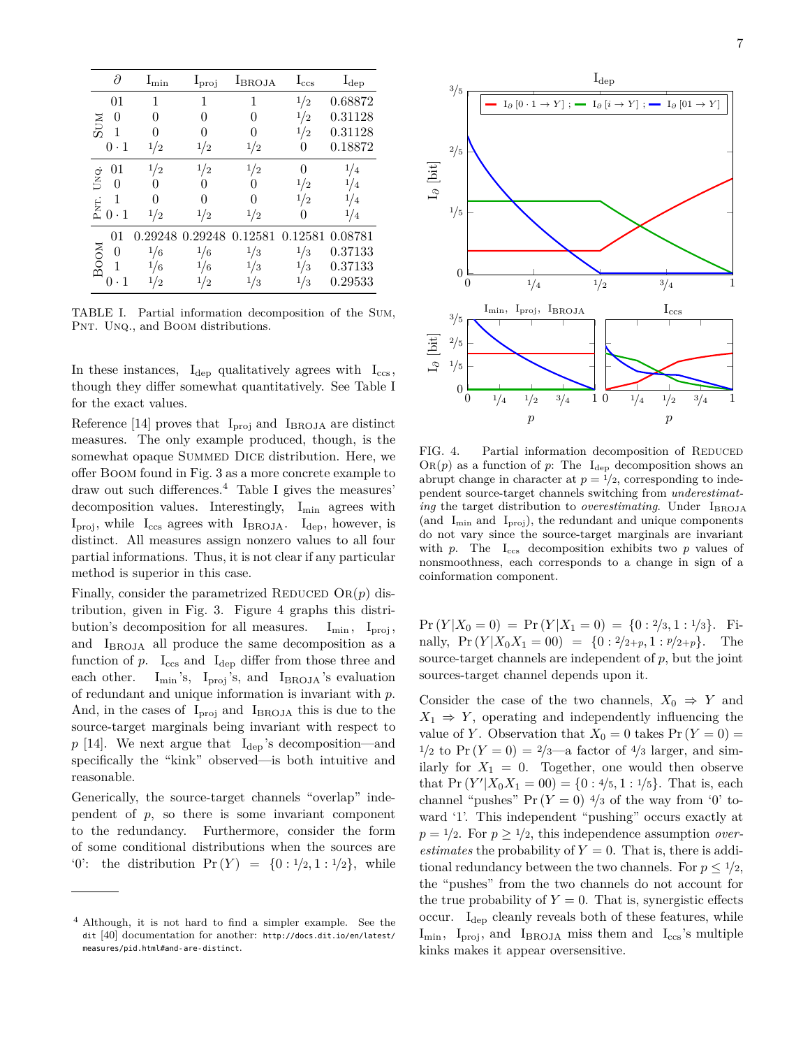| | $\partial$ | $I_{min}$ | $I_{proj}$ | $I_{BROJA}$ | $I_{ccs}$ | $I_{dep}$ |
|---|---|---|---|---|---|---|
| Sum | 01 | 1 | 1 | 1 | 1/2 | 0.68872 |
| | 0 | 0 | 0 | 0 | 1/2 | 0.31128 |
| | 1 | 0 | 0 | 0 | 1/2 | 0.31128 |
| | $0 \cdot 1$ | 1/2 | 1/2 | 1/2 | 0 | 0.18872 |
| Pnt. Unq. | 01 | 1/2 | 1/2 | 1/2 | 0 | 1/4 |
| | 0 | 0 | 0 | 0 | 1/2 | 1/4 |
| | 1 | 0 | 0 | 0 | 1/2 | 1/4 |
| | $0 \cdot 1$ | 1/2 | 1/2 | 1/2 | 0 | 1/4 |
| Boom | 01 | 0.29248 | 0.29248 | 0.12581 | 0.12581 | 0.08781 |
| | 0 | 1/6 | 1/6 | 1/3 | 1/3 | 0.37133 |
| | 1 | 1/6 | 1/6 | 1/3 | 1/3 | 0.37133 |
| | $0 \cdot 1$ | 1/2 | 1/2 | 1/3 | 1/3 | 0.29533 |

TABLE I. Partial information decomposition of the Sum, Pnt. Unq., and Boom distributions.

In these instances, $I_{dep}$ qualitatively agrees with $I_{ccs}$, though they differ somewhat quantitatively. See Table I for the exact values.

Reference [14] proves that $I_{proj}$ and $I_{BROJA}$ are distinct measures. The only example produced, though, is the somewhat opaque Summed Dice distribution. Here, we offer Boom found in Fig. 3 as a more concrete example to draw out such differences.[4] Table I gives the measures' decomposition values. Interestingly, $I_{min}$ agrees with $I_{proj}$, while $I_{ccs}$ agrees with $I_{BROJA}$. $I_{dep}$, however, is distinct. All measures assign nonzero values to all four partial informations. Thus, it is not clear if any particular method is superior in this case.

Finally, consider the parametrized Reduced Or($p$) distribution, given in Fig. 3. Figure 4 graphs this distribution's decomposition for all measures. $I_{min}$, $I_{proj}$, and $I_{BROJA}$ all produce the same decomposition as a function of $p$. $I_{ccs}$ and $I_{dep}$ differ from those three and each other. $I_{min}$'s, $I_{proj}$'s, and $I_{BROJA}$'s evaluation of redundant and unique information is invariant with $p$. And, in the cases of $I_{proj}$ and $I_{BROJA}$ this is due to the source-target marginals being invariant with respect to $p$ [14]. We next argue that $I_{dep}$'s decomposition—and specifically the "kink" observed—is both intuitive and reasonable.

Generically, the source-target channels "overlap" independent of $p$, so there is some invariant component to the redundancy. Furthermore, consider the form of some conditional distributions when the sources are '0': the distribution $\Pr(Y) = \{0 : 1/2, 1 : 1/2\}$, while

FIG. 4. Partial information decomposition of Reduced Or($p$) as a function of $p$: The $I_{dep}$ decomposition shows an abrupt change in character at $p = 1/2$, corresponding to independent source-target channels switching from *underestimating* the target distribution to *overestimating*. Under $I_{BROJA}$ (and $I_{min}$ and $I_{proj}$), the redundant and unique components do not vary since the source-target marginals are invariant with $p$. The $I_{ccs}$ decomposition exhibits two $p$ values of nonsmoothness, each corresponds to a change in sign of a coinformation component.

$\Pr(Y|X_0 = 0) = \Pr(Y|X_1 = 0) = \{0 : 2/3, 1 : 1/3\}$. Finally, $\Pr(Y|X_0X_1 = 00) = \{0 : 2/(2+p), 1 : p/(2+p)\}$. The source-target channels are independent of $p$, but the joint sources-target channel depends upon it.

Consider the case of the two channels, $X_0 \Rightarrow Y$ and $X_1 \Rightarrow Y$, operating and independently influencing the value of $Y$. Observation that $X_0 = 0$ takes $\Pr(Y = 0) = 1/2$ to $\Pr(Y = 0) = 2/3$—a factor of $4/3$ larger, and similarly for $X_1 = 0$. Together, one would then observe that $\Pr(Y'|X_0X_1 = 00) = \{0 : 4/5, 1 : 1/5\}$. That is, each channel "pushes" $\Pr(Y = 0)$ $4/3$ of the way from '0' toward '1'. This independent "pushing" occurs exactly at $p = 1/2$. For $p \geq 1/2$, this independence assumption *overestimates* the probability of $Y = 0$. That is, there is additional redundancy between the two channels. For $p \leq 1/2$, the "pushes" from the two channels do not account for the true probability of $Y = 0$. That is, synergistic effects occur. $I_{dep}$ cleanly reveals both of these features, while $I_{min}$, $I_{proj}$, and $I_{BROJA}$ miss them and $I_{ccs}$'s multiple kinks makes it appear oversensitive.

[4] Although, it is not hard to find a simpler example. See the dit [40] documentation for another: http://docs.dit.io/en/latest/measures/pid.html#and-are-distinct.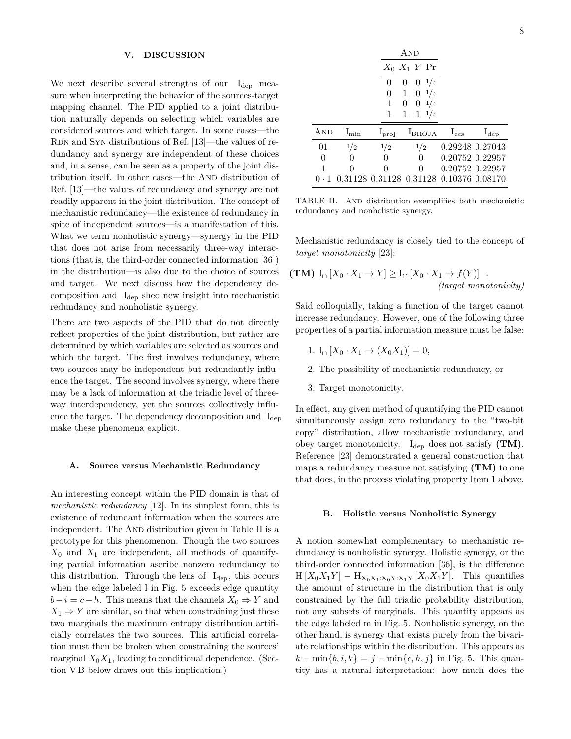## V. DISCUSSION

We next describe several strengths of our $I_{dep}$ measure when interpreting the behavior of the sources-target mapping channel. The PID applied to a joint distribution naturally depends on selecting which variables are considered sources and which target. In some cases—the RDN and SYN distributions of Ref. [13]—the values of redundancy and synergy are independent of these choices and, in a sense, can be seen as a property of the joint distribution itself. In other cases—the AND distribution of Ref. [13]—the values of redundancy and synergy are not readily apparent in the joint distribution. The concept of mechanistic redundancy—the existence of redundancy in spite of independent sources—is a manifestation of this. What we term nonholistic synergy—synergy in the PID that does not arise from necessarily three-way interactions (that is, the third-order connected information [36]) in the distribution—is also due to the choice of sources and target. We next discuss how the dependency decomposition and $I_{dep}$ shed new insight into mechanistic redundancy and nonholistic synergy.

There are two aspects of the PID that do not directly reflect properties of the joint distribution, but rather are determined by which variables are selected as sources and which the target. The first involves redundancy, where two sources may be independent but redundantly influence the target. The second involves synergy, where there may be a lack of information at the triadic level of three-way interdependency, yet the sources collectively influence the target. The dependency decomposition and $I_{dep}$ make these phenomena explicit.

### A. Source versus Mechanistic Redundancy

An interesting concept within the PID domain is that of *mechanistic redundancy* [12]. In its simplest form, this is existence of redundant information when the sources are independent. The AND distribution given in Table II is a prototype for this phenomenon. Though the two sources $X_0$ and $X_1$ are independent, all methods of quantifying partial information ascribe nonzero redundancy to this distribution. Through the lens of $I_{dep}$, this occurs when the edge labeled l in Fig. 5 exceeds edge quantity $b-i = c-h$. This means that the channels $X_0 \Rightarrow Y$ and $X_1 \Rightarrow Y$ are similar, so that when constraining just these two marginals the maximum entropy distribution artificially correlates the two sources. This artificial correlation must then be broken when constraining the sources' marginal $X_0X_1$, leading to conditional dependence. (Section V B below draws out this implication.)

| AND | | | |
|---|---|---|---|
| $X_0$ | $X_1$ | $Y$ | Pr |
| 0 | 0 | 0 | 1/4 |
| 0 | 1 | 0 | 1/4 |
| 1 | 0 | 0 | 1/4 |
| 1 | 1 | 1 | 1/4 |

| AND | $I_{min}$ | $I_{proj}$ | $I_{BROJA}$ | $I_{ccs}$ | $I_{dep}$ |
|---|---|---|---|---|---|
| 01 | 1/2 | 1/2 | 1/2 | 0.29248 | 0.27043 |
| 0 | 0 | 0 | 0 | 0.20752 | 0.22957 |
| 1 | 0 | 0 | 0 | 0.20752 | 0.22957 |
| $0 \cdot 1$ | 0.31128 | 0.31128 | 0.31128 | 0.10376 | 0.08170 |

TABLE II. AND distribution exemplifies both mechanistic redundancy and nonholistic synergy.

Mechanistic redundancy is closely tied to the concept of *target monotonicity* [23]:

$$\textbf{(TM)}\ \mathrm{I}_\cap\left[X_0 \cdot X_1 \to Y\right] \geq \mathrm{I}_\cap\left[X_0 \cdot X_1 \to f(Y)\right] \quad . \qquad \textit{(target monotonicity)}$$

Said colloquially, taking a function of the target cannot increase redundancy. However, one of the following three properties of a partial information measure must be false:

1. $\mathrm{I}_\cap\left[X_0 \cdot X_1 \to (X_0X_1)\right] = 0$,
2. The possibility of mechanistic redundancy, or
3. Target monotonicity.

In effect, any given method of quantifying the PID cannot simultaneously assign zero redundancy to the "two-bit copy" distribution, allow mechanistic redundancy, and obey target monotonicity. $I_{dep}$ does not satisfy **(TM)**. Reference [23] demonstrated a general construction that maps a redundancy measure not satisfying **(TM)** to one that does, in the process violating property Item 1 above.

### B. Holistic versus Nonholistic Synergy

A notion somewhat complementary to mechanistic redundancy is nonholistic synergy. Holistic synergy, or the third-order connected information [36], is the difference $\mathrm{H}\left[X_0X_1Y\right] - \mathrm{H}_{X_0X_1:X_0Y:X_1Y}\left[X_0X_1Y\right]$. This quantifies the amount of structure in the distribution that is only constrained by the full triadic probability distribution, not any subsets of marginals. This quantity appears as the edge labeled m in Fig. 5. Nonholistic synergy, on the other hand, is synergy that exists purely from the bivariate relationships within the distribution. This appears as $k - \min\{b, i, k\} = j - \min\{c, h, j\}$ in Fig. 5. This quantity has a natural interpretation: how much does the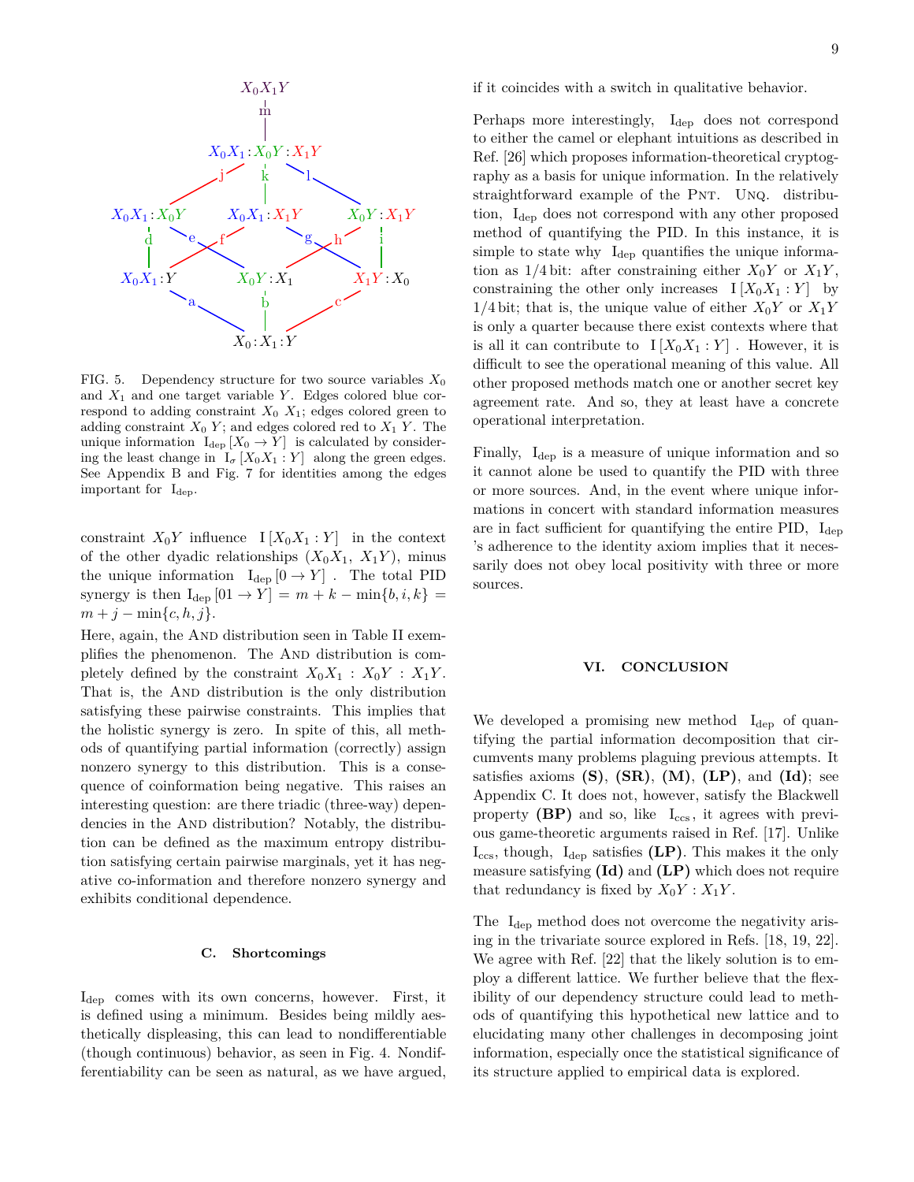FIG. 5. Dependency structure for two source variables $X_0$ and $X_1$ and one target variable $Y$. Edges colored blue correspond to adding constraint $X_0 X_1$; edges colored green to adding constraint $X_0 Y$; and edges colored red to $X_1 Y$. The unique information $\mathrm{I_{dep}}\left[X_0 \to Y\right]$ is calculated by considering the least change in $\mathrm{I}_\sigma\left[X_0 X_1 : Y\right]$ along the green edges. See Appendix B and Fig. 7 for identities among the edges important for $\mathrm{I_{dep}}$.

constraint $X_0 Y$ influence $\mathrm{I}\left[X_0 X_1 : Y\right]$ in the context of the other dyadic relationships ($X_0 X_1$, $X_1 Y$), minus the unique information $\mathrm{I_{dep}}\left[0 \to Y\right]$. The total PID synergy is then $\mathrm{I_{dep}}\left[01 \to Y\right] = m + k - \min\{b, i, k\} = m + j - \min\{c, h, j\}$.

Here, again, the AND distribution seen in Table II exemplifies the phenomenon. The AND distribution is completely defined by the constraint $X_0 X_1 : X_0 Y : X_1 Y$. That is, the AND distribution is the only distribution satisfying these pairwise constraints. This implies that the holistic synergy is zero. In spite of this, all methods of quantifying partial information (correctly) assign nonzero synergy to this distribution. This is a consequence of coinformation being negative. This raises an interesting question: are there triadic (three-way) dependencies in the AND distribution? Notably, the distribution can be defined as the maximum entropy distribution satisfying certain pairwise marginals, yet it has negative co-information and therefore nonzero synergy and exhibits conditional dependence.

### C. Shortcomings

$\mathrm{I_{dep}}$ comes with its own concerns, however. First, it is defined using a minimum. Besides being mildly aesthetically displeasing, this can lead to nondifferentiable (though continuous) behavior, as seen in Fig. 4. Nondifferentiability can be seen as natural, as we have argued, if it coincides with a switch in qualitative behavior.

Perhaps more interestingly, $\mathrm{I_{dep}}$ does not correspond to either the camel or elephant intuitions as described in Ref. [26] which proposes information-theoretical cryptography as a basis for unique information. In the relatively straightforward example of the PNT. UNQ. distribution, $\mathrm{I_{dep}}$ does not correspond with any other proposed method of quantifying the PID. In this instance, it is simple to state why $\mathrm{I_{dep}}$ quantifies the unique information as 1/4 bit: after constraining either $X_0 Y$ or $X_1 Y$, constraining the other only increases $\mathrm{I}\left[X_0 X_1 : Y\right]$ by 1/4 bit; that is, the unique value of either $X_0 Y$ or $X_1 Y$ is only a quarter because there exist contexts where that is all it can contribute to $\mathrm{I}\left[X_0 X_1 : Y\right]$. However, it is difficult to see the operational meaning of this value. All other proposed methods match one or another secret key agreement rate. And so, they at least have a concrete operational interpretation.

Finally, $\mathrm{I_{dep}}$ is a measure of unique information and so it cannot alone be used to quantify the PID with three or more sources. And, in the event where unique informations in concert with standard information measures are in fact sufficient for quantifying the entire PID, $\mathrm{I_{dep}}$'s adherence to the identity axiom implies that it necessarily does not obey local positivity with three or more sources.

## VI. CONCLUSION

We developed a promising new method $\mathrm{I_{dep}}$ of quantifying the partial information decomposition that circumvents many problems plaguing previous attempts. It satisfies axioms **(S)**, **(SR)**, **(M)**, **(LP)**, and **(Id)**; see Appendix C. It does not, however, satisfy the Blackwell property **(BP)** and so, like $\mathrm{I_{ccs}}$, it agrees with previous game-theoretic arguments raised in Ref. [17]. Unlike $\mathrm{I_{ccs}}$, though, $\mathrm{I_{dep}}$ satisfies **(LP)**. This makes it the only measure satisfying **(Id)** and **(LP)** which does not require that redundancy is fixed by $X_0 Y : X_1 Y$.

The $\mathrm{I_{dep}}$ method does not overcome the negativity arising in the trivariate source explored in Refs. [18, 19, 22]. We agree with Ref. [22] that the likely solution is to employ a different lattice. We further believe that the flexibility of our dependency structure could lead to methods of quantifying this hypothetical new lattice and to elucidating many other challenges in decomposing joint information, especially once the statistical significance of its structure applied to empirical data is explored.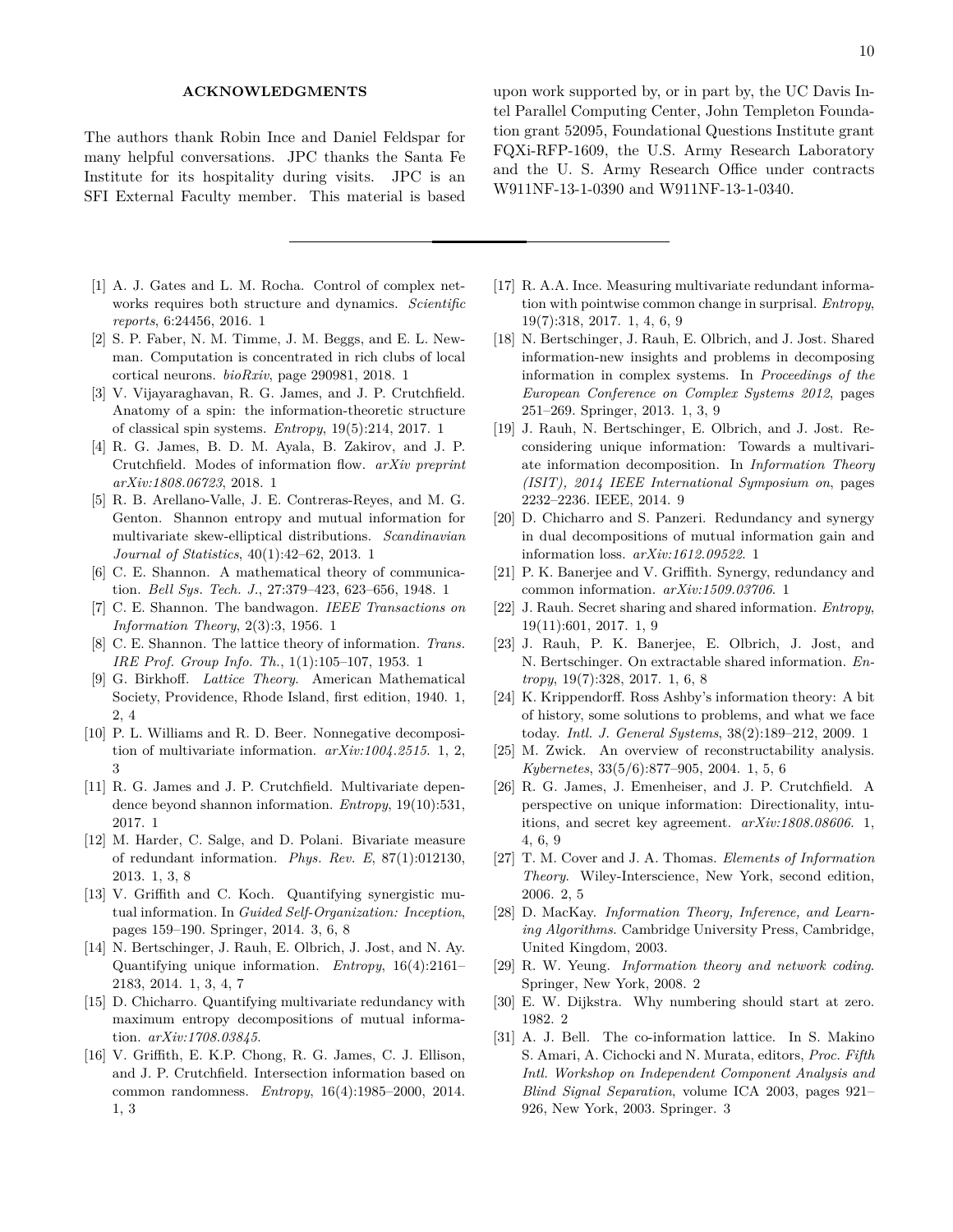## ACKNOWLEDGMENTS

The authors thank Robin Ince and Daniel Feldspar for many helpful conversations. JPC thanks the Santa Fe Institute for its hospitality during visits. JPC is an SFI External Faculty member. This material is based upon work supported by, or in part by, the UC Davis Intel Parallel Computing Center, John Templeton Foundation grant 52095, Foundational Questions Institute grant FQXi-RFP-1609, the U.S. Army Research Laboratory and the U. S. Army Research Office under contracts W911NF-13-1-0390 and W911NF-13-1-0340.

---

[1] A. J. Gates and L. M. Rocha. Control of complex networks requires both structure and dynamics. *Scientific reports*, 6:24456, 2016. 1

[2] S. P. Faber, N. M. Timme, J. M. Beggs, and E. L. Newman. Computation is concentrated in rich clubs of local cortical neurons. *bioRxiv*, page 290981, 2018. 1

[3] V. Vijayaraghavan, R. G. James, and J. P. Crutchfield. Anatomy of a spin: the information-theoretic structure of classical spin systems. *Entropy*, 19(5):214, 2017. 1

[4] R. G. James, B. D. M. Ayala, B. Zakirov, and J. P. Crutchfield. Modes of information flow. *arXiv preprint arXiv:1808.06723*, 2018. 1

[5] R. B. Arellano-Valle, J. E. Contreras-Reyes, and M. G. Genton. Shannon entropy and mutual information for multivariate skew-elliptical distributions. *Scandinavian Journal of Statistics*, 40(1):42–62, 2013. 1

[6] C. E. Shannon. A mathematical theory of communication. *Bell Sys. Tech. J.*, 27:379–423, 623–656, 1948. 1

[7] C. E. Shannon. The bandwagon. *IEEE Transactions on Information Theory*, 2(3):3, 1956. 1

[8] C. E. Shannon. The lattice theory of information. *Trans. IRE Prof. Group Info. Th.*, 1(1):105–107, 1953. 1

[9] G. Birkhoff. *Lattice Theory*. American Mathematical Society, Providence, Rhode Island, first edition, 1940. 1, 2, 4

[10] P. L. Williams and R. D. Beer. Nonnegative decomposition of multivariate information. *arXiv:1004.2515*. 1, 2, 3

[11] R. G. James and J. P. Crutchfield. Multivariate dependence beyond shannon information. *Entropy*, 19(10):531, 2017. 1

[12] M. Harder, C. Salge, and D. Polani. Bivariate measure of redundant information. *Phys. Rev. E*, 87(1):012130, 2013. 1, 3, 8

[13] V. Griffith and C. Koch. Quantifying synergistic mutual information. In *Guided Self-Organization: Inception*, pages 159–190. Springer, 2014. 3, 6, 8

[14] N. Bertschinger, J. Rauh, E. Olbrich, J. Jost, and N. Ay. Quantifying unique information. *Entropy*, 16(4):2161–2183, 2014. 1, 3, 4, 7

[15] D. Chicharro. Quantifying multivariate redundancy with maximum entropy decompositions of mutual information. *arXiv:1708.03845*.

[16] V. Griffith, E. K.P. Chong, R. G. James, C. J. Ellison, and J. P. Crutchfield. Intersection information based on common randomness. *Entropy*, 16(4):1985–2000, 2014. 1, 3

[17] R. A.A. Ince. Measuring multivariate redundant information with pointwise common change in surprisal. *Entropy*, 19(7):318, 2017. 1, 4, 6, 9

[18] N. Bertschinger, J. Rauh, E. Olbrich, and J. Jost. Shared information-new insights and problems in decomposing information in complex systems. In *Proceedings of the European Conference on Complex Systems 2012*, pages 251–269. Springer, 2013. 1, 3, 9

[19] J. Rauh, N. Bertschinger, E. Olbrich, and J. Jost. Reconsidering unique information: Towards a multivariate information decomposition. In *Information Theory (ISIT), 2014 IEEE International Symposium on*, pages 2232–2236. IEEE, 2014. 9

[20] D. Chicharro and S. Panzeri. Redundancy and synergy in dual decompositions of mutual information gain and information loss. *arXiv:1612.09522*. 1

[21] P. K. Banerjee and V. Griffith. Synergy, redundancy and common information. *arXiv:1509.03706*. 1

[22] J. Rauh. Secret sharing and shared information. *Entropy*, 19(11):601, 2017. 1, 9

[23] J. Rauh, P. K. Banerjee, E. Olbrich, J. Jost, and N. Bertschinger. On extractable shared information. *Entropy*, 19(7):328, 2017. 1, 6, 8

[24] K. Krippendorff. Ross Ashby's information theory: A bit of history, some solutions to problems, and what we face today. *Intl. J. General Systems*, 38(2):189–212, 2009. 1

[25] M. Zwick. An overview of reconstructability analysis. *Kybernetes*, 33(5/6):877–905, 2004. 1, 5, 6

[26] R. G. James, J. Emenheiser, and J. P. Crutchfield. A perspective on unique information: Directionality, intuitions, and secret key agreement. *arXiv:1808.08606*. 1, 4, 6, 9

[27] T. M. Cover and J. A. Thomas. *Elements of Information Theory*. Wiley-Interscience, New York, second edition, 2006. 2, 5

[28] D. MacKay. *Information Theory, Inference, and Learning Algorithms*. Cambridge University Press, Cambridge, United Kingdom, 2003.

[29] R. W. Yeung. *Information theory and network coding*. Springer, New York, 2008. 2

[30] E. W. Dijkstra. Why numbering should start at zero. 1982. 2

[31] A. J. Bell. The co-information lattice. In S. Makino S. Amari, A. Cichocki and N. Murata, editors, *Proc. Fifth Intl. Workshop on Independent Component Analysis and Blind Signal Separation*, volume ICA 2003, pages 921–926, New York, 2003. Springer. 3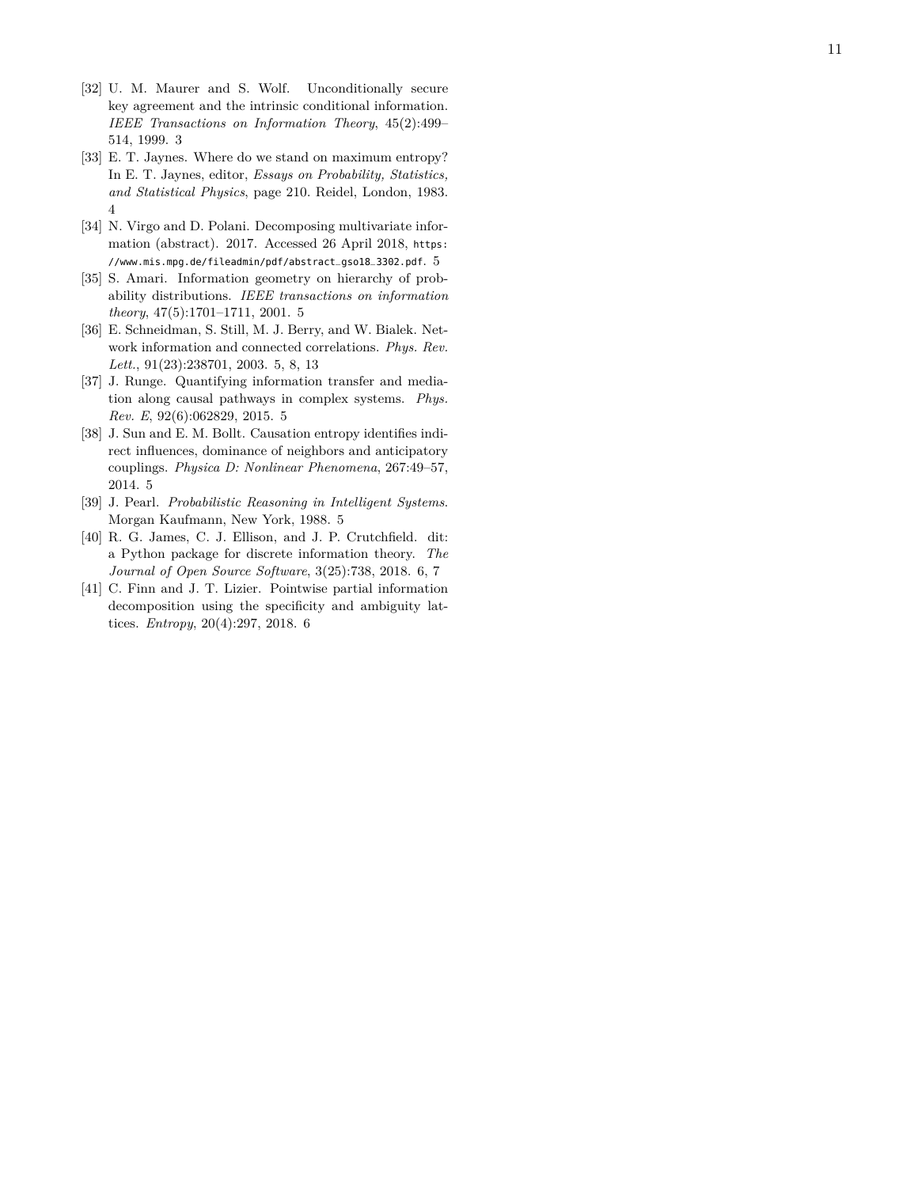[32] U. M. Maurer and S. Wolf. Unconditionally secure key agreement and the intrinsic conditional information. *IEEE Transactions on Information Theory*, 45(2):499–514, 1999. 3

[33] E. T. Jaynes. Where do we stand on maximum entropy? In E. T. Jaynes, editor, *Essays on Probability, Statistics, and Statistical Physics*, page 210. Reidel, London, 1983. 4

[34] N. Virgo and D. Polani. Decomposing multivariate information (abstract). 2017. Accessed 26 April 2018, `https://www.mis.mpg.de/fileadmin/pdf/abstract_gso18_3302.pdf`. 5

[35] S. Amari. Information geometry on hierarchy of probability distributions. *IEEE transactions on information theory*, 47(5):1701–1711, 2001. 5

[36] E. Schneidman, S. Still, M. J. Berry, and W. Bialek. Network information and connected correlations. *Phys. Rev. Lett.*, 91(23):238701, 2003. 5, 8, 13

[37] J. Runge. Quantifying information transfer and mediation along causal pathways in complex systems. *Phys. Rev. E*, 92(6):062829, 2015. 5

[38] J. Sun and E. M. Bollt. Causation entropy identifies indirect influences, dominance of neighbors and anticipatory couplings. *Physica D: Nonlinear Phenomena*, 267:49–57, 2014. 5

[39] J. Pearl. *Probabilistic Reasoning in Intelligent Systems*. Morgan Kaufmann, New York, 1988. 5

[40] R. G. James, C. J. Ellison, and J. P. Crutchfield. dit: a Python package for discrete information theory. *The Journal of Open Source Software*, 3(25):738, 2018. 6, 7

[41] C. Finn and J. T. Lizier. Pointwise partial information decomposition using the specificity and ambiguity lattices. *Entropy*, 20(4):297, 2018. 6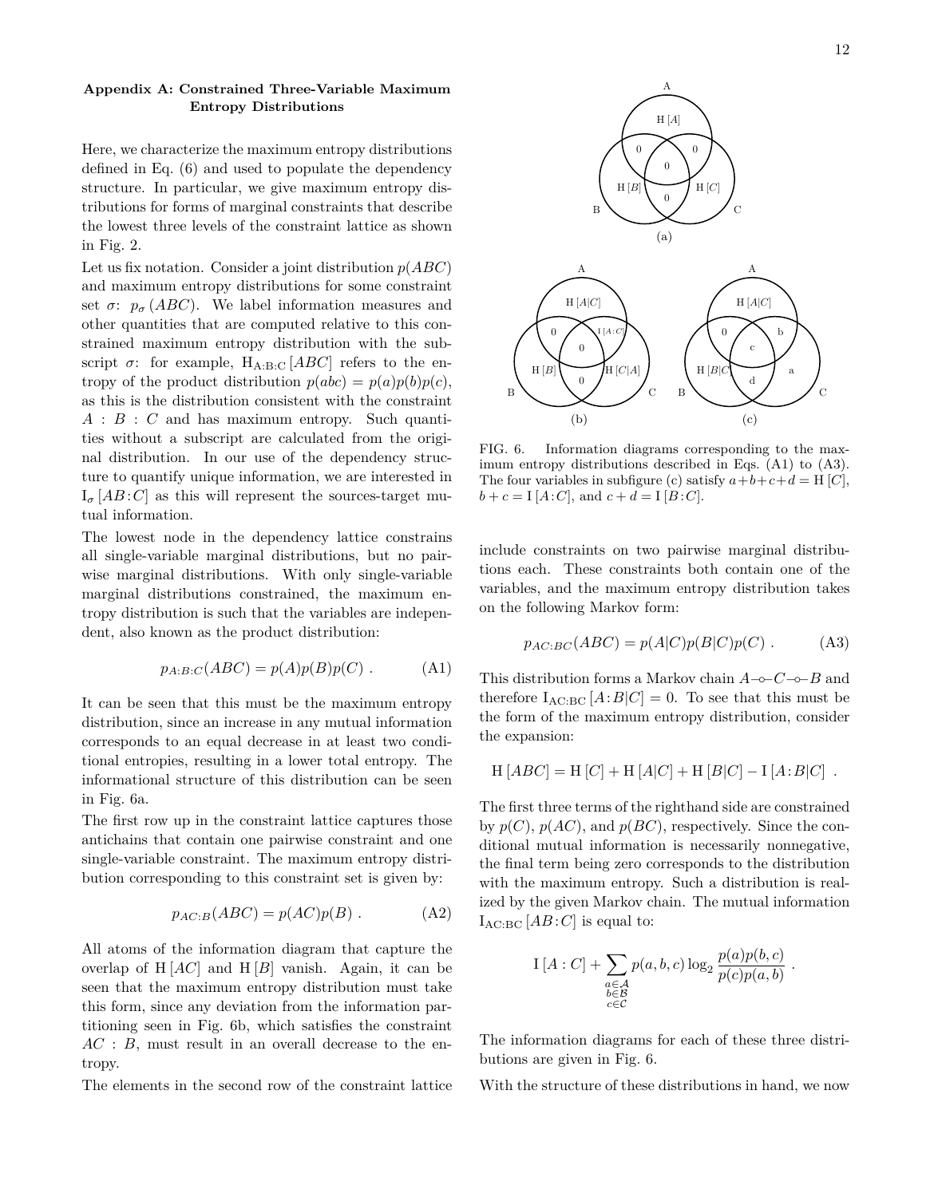### Appendix A: Constrained Three-Variable Maximum Entropy Distributions

Here, we characterize the maximum entropy distributions defined in Eq. (6) and used to populate the dependency structure. In particular, we give maximum entropy distributions for forms of marginal constraints that describe the lowest three levels of the constraint lattice as shown in Fig. 2.

Let us fix notation. Consider a joint distribution $p(ABC)$ and maximum entropy distributions for some constraint set $\sigma$: $p_\sigma(ABC)$. We label information measures and other quantities that are computed relative to this constrained maximum entropy distribution with the subscript $\sigma$: for example, $\mathrm{H}_{\mathrm{A:B:C}}[ABC]$ refers to the entropy of the product distribution $p(abc) = p(a)p(b)p(c)$, as this is the distribution consistent with the constraint $A : B : C$ and has maximum entropy. Such quantities without a subscript are calculated from the original distribution. In our use of the dependency structure to quantify unique information, we are interested in $\mathrm{I}_\sigma[AB\!:\!C]$ as this will represent the sources-target mutual information.

The lowest node in the dependency lattice constrains all single-variable marginal distributions, but no pairwise marginal distributions. With only single-variable marginal distributions constrained, the maximum entropy distribution is such that the variables are independent, also known as the product distribution:

$$p_{A:B:C}(ABC) = p(A)p(B)p(C) \; . \tag{A1}$$

It can be seen that this must be the maximum entropy distribution, since an increase in any mutual information corresponds to an equal decrease in at least two conditional entropies, resulting in a lower total entropy. The informational structure of this distribution can be seen in Fig. 6a.

The first row up in the constraint lattice captures those antichains that contain one pairwise constraint and one single-variable constraint. The maximum entropy distribution corresponding to this constraint set is given by:

$$p_{AC:B}(ABC) = p(AC)p(B) \; . \tag{A2}$$

All atoms of the information diagram that capture the overlap of $\mathrm{H}[AC]$ and $\mathrm{H}[B]$ vanish. Again, it can be seen that the maximum entropy distribution must take this form, since any deviation from the information partitioning seen in Fig. 6b, which satisfies the constraint $AC : B$, must result in an overall decrease to the entropy.

The elements in the second row of the constraint lattice include constraints on two pairwise marginal distributions each. These constraints both contain one of the variables, and the maximum entropy distribution takes on the following Markov form:

$$p_{AC:BC}(ABC) = p(A|C)p(B|C)p(C) \; . \tag{A3}$$

This distribution forms a Markov chain $A$–∘–$C$–∘–$B$ and therefore $\mathrm{I}_{\mathrm{AC:BC}}[A\!:\!B|C] = 0$. To see that this must be the form of the maximum entropy distribution, consider the expansion:

$$\mathrm{H}[ABC] = \mathrm{H}[C] + \mathrm{H}[A|C] + \mathrm{H}[B|C] - \mathrm{I}[A\!:\!B|C] \; .$$

The first three terms of the righthand side are constrained by $p(C)$, $p(AC)$, and $p(BC)$, respectively. Since the conditional mutual information is necessarily nonnegative, the final term being zero corresponds to the distribution with the maximum entropy. Such a distribution is realized by the given Markov chain. The mutual information $\mathrm{I}_{\mathrm{AC:BC}}[AB\!:\!C]$ is equal to:

$$\mathrm{I}[A : C] + \sum_{\substack{a\in\mathcal{A}\\ b\in\mathcal{B}\\ c\in\mathcal{C}}} p(a,b,c) \log_2 \frac{p(a)p(b,c)}{p(c)p(a,b)} \; .$$

The information diagrams for each of these three distributions are given in Fig. 6.

FIG. 6. Information diagrams corresponding to the maximum entropy distributions described in Eqs. (A1) to (A3). The four variables in subfigure (c) satisfy $a+b+c+d = \mathrm{H}[C]$, $b+c = \mathrm{I}[A\!:\!C]$, and $c+d = \mathrm{I}[B\!:\!C]$.

With the structure of these distributions in hand, we now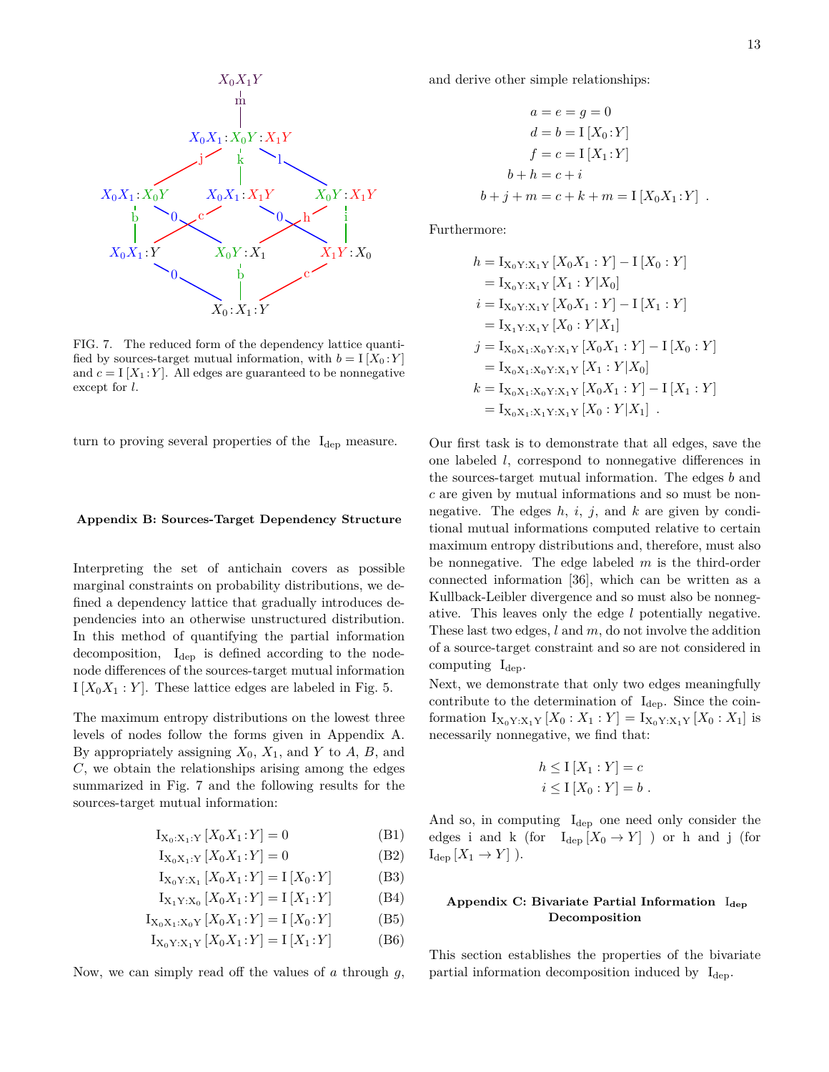FIG. 7. The reduced form of the dependency lattice quantified by sources-target mutual information, with $b = \mathrm{I}[X_0 : Y]$ and $c = \mathrm{I}[X_1 : Y]$. All edges are guaranteed to be nonnegative except for $l$.

turn to proving several properties of the $\mathrm{I}_{\mathrm{dep}}$ measure.

## Appendix B: Sources-Target Dependency Structure

Interpreting the set of antichain covers as possible marginal constraints on probability distributions, we defined a dependency lattice that gradually introduces dependencies into an otherwise unstructured distribution. In this method of quantifying the partial information decomposition, $\mathrm{I}_{\mathrm{dep}}$ is defined according to the node-node differences of the sources-target mutual information $\mathrm{I}[X_0X_1 : Y]$. These lattice edges are labeled in Fig. 5.

The maximum entropy distributions on the lowest three levels of nodes follow the forms given in Appendix A. By appropriately assigning $X_0$, $X_1$, and $Y$ to $A$, $B$, and $C$, we obtain the relationships arising among the edges summarized in Fig. 7 and the following results for the sources-target mutual information:

$$\mathrm{I}_{\mathrm{X_0:X_1:Y}}[X_0X_1 : Y] = 0 \tag{B1}$$

$$\mathrm{I}_{\mathrm{X_0X_1:Y}}[X_0X_1 : Y] = 0 \tag{B2}$$

$$\mathrm{I}_{\mathrm{X_0Y:X_1}}[X_0X_1 : Y] = \mathrm{I}[X_0 : Y] \tag{B3}$$

$$\mathrm{I}_{\mathrm{X_1Y:X_0}}[X_0X_1 : Y] = \mathrm{I}[X_1 : Y] \tag{B4}$$

$$\mathrm{I}_{\mathrm{X_0X_1:X_0Y}}[X_0X_1 : Y] = \mathrm{I}[X_0 : Y] \tag{B5}$$

$$\mathrm{I}_{\mathrm{X_0Y:X_1Y}}[X_0X_1 : Y] = \mathrm{I}[X_1 : Y] \tag{B6}$$

Now, we can simply read off the values of $a$ through $g$, and derive other simple relationships:

$$
\begin{aligned}
a = e = g &= 0 \\
d = b &= \mathrm{I}[X_0 : Y] \\
f = c &= \mathrm{I}[X_1 : Y] \\
b + h &= c + i \\
b + j + m = c + k + m &= \mathrm{I}[X_0X_1 : Y] ~ .
\end{aligned}
$$

Furthermore:

$$
\begin{aligned}
h &= \mathrm{I}_{\mathrm{X_0Y:X_1Y}}[X_0X_1 : Y] - \mathrm{I}[X_0 : Y] \\
&= \mathrm{I}_{\mathrm{X_0Y:X_1Y}}[X_1 : Y | X_0] \\
i &= \mathrm{I}_{\mathrm{X_0Y:X_1Y}}[X_0X_1 : Y] - \mathrm{I}[X_1 : Y] \\
&= \mathrm{I}_{\mathrm{X_1Y:X_1Y}}[X_0 : Y | X_1] \\
j &= \mathrm{I}_{\mathrm{X_0X_1:X_0Y:X_1Y}}[X_0X_1 : Y] - \mathrm{I}[X_0 : Y] \\
&= \mathrm{I}_{\mathrm{X_0X_1:X_0Y:X_1Y}}[X_1 : Y | X_0] \\
k &= \mathrm{I}_{\mathrm{X_0X_1:X_0Y:X_1Y}}[X_0X_1 : Y] - \mathrm{I}[X_1 : Y] \\
&= \mathrm{I}_{\mathrm{X_0X_1:X_1Y:X_1Y}}[X_0 : Y | X_1] ~ .
\end{aligned}
$$

Our first task is to demonstrate that all edges, save the one labeled $l$, correspond to nonnegative differences in the sources-target mutual information. The edges $b$ and $c$ are given by mutual informations and so must be nonnegative. The edges $h$, $i$, $j$, and $k$ are given by conditional mutual informations computed relative to certain maximum entropy distributions and, therefore, must also be nonnegative. The edge labeled $m$ is the third-order connected information [36], which can be written as a Kullback-Leibler divergence and so must also be nonnegative. This leaves only the edge $l$ potentially negative. These last two edges, $l$ and $m$, do not involve the addition of a source-target constraint and so are not considered in computing $\mathrm{I}_{\mathrm{dep}}$.

Next, we demonstrate that only two edges meaningfully contribute to the determination of $\mathrm{I}_{\mathrm{dep}}$. Since the coinformation $\mathrm{I}_{\mathrm{X_0Y:X_1Y}}[X_0 : X_1 : Y] = \mathrm{I}_{\mathrm{X_0Y:X_1Y}}[X_0 : X_1]$ is necessarily nonnegative, we find that:

$$
\begin{aligned}
h &\leq \mathrm{I}[X_1 : Y] = c \\
i &\leq \mathrm{I}[X_0 : Y] = b ~ .
\end{aligned}
$$

And so, in computing $\mathrm{I}_{\mathrm{dep}}$ one need only consider the edges i and k (for $\mathrm{I}_{\mathrm{dep}}[X_0 \to Y]$ ) or h and j (for $\mathrm{I}_{\mathrm{dep}}[X_1 \to Y]$ ).

## Appendix C: Bivariate Partial Information $\mathrm{I}_{\mathrm{dep}}$ Decomposition

This section establishes the properties of the bivariate partial information decomposition induced by $\mathrm{I}_{\mathrm{dep}}$.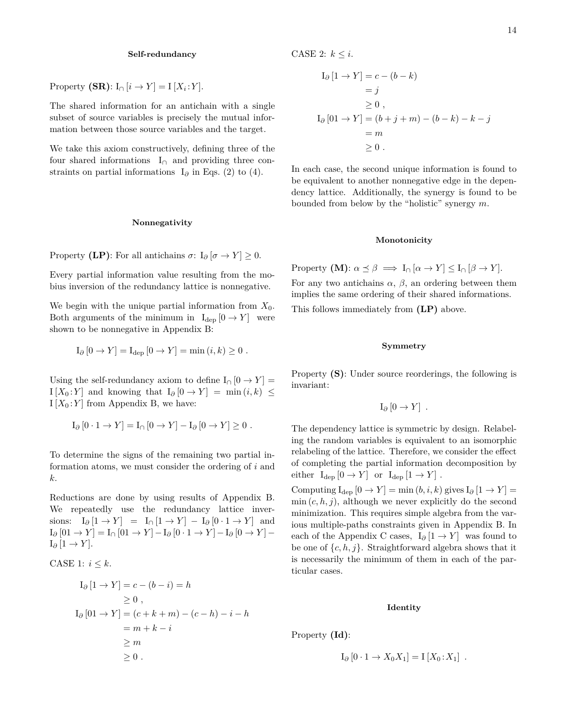### Self-redundancy

Property **(SR)**: $\mathrm{I}_\cap[i \to Y] = \mathrm{I}[X_i : Y]$.

The shared information for an antichain with a single subset of source variables is precisely the mutual information between those source variables and the target.

We take this axiom constructively, defining three of the four shared informations $\mathrm{I}_\cap$ and providing three constraints on partial informations $\mathrm{I}_\partial$ in Eqs. (2) to (4).

### Nonnegativity

Property **(LP)**: For all antichains $\sigma$: $\mathrm{I}_\partial[\sigma \to Y] \geq 0$.

Every partial information value resulting from the mobius inversion of the redundancy lattice is nonnegative.

We begin with the unique partial information from $X_0$. Both arguments of the minimum in $\mathrm{I}_{\mathrm{dep}}[0 \to Y]$ were shown to be nonnegative in Appendix B:

$$\mathrm{I}_\partial[0 \to Y] = \mathrm{I}_{\mathrm{dep}}[0 \to Y] = \min(i, k) \geq 0 .$$

Using the self-redundancy axiom to define $\mathrm{I}_\cap[0 \to Y] = \mathrm{I}[X_0 : Y]$ and knowing that $\mathrm{I}_\partial[0 \to Y] = \min(i, k) \leq \mathrm{I}[X_0 : Y]$ from Appendix B, we have:

$$\mathrm{I}_\partial[0 \cdot 1 \to Y] = \mathrm{I}_\cap[0 \to Y] - \mathrm{I}_\partial[0 \to Y] \geq 0 .$$

To determine the signs of the remaining two partial information atoms, we must consider the ordering of $i$ and $k$.

Reductions are done by using results of Appendix B. We repeatedly use the redundancy lattice inversions: $\mathrm{I}_\partial[1 \to Y] = \mathrm{I}_\cap[1 \to Y] - \mathrm{I}_\partial[0 \cdot 1 \to Y]$ and $\mathrm{I}_\partial[01 \to Y] = \mathrm{I}_\cap[01 \to Y] - \mathrm{I}_\partial[0 \cdot 1 \to Y] - \mathrm{I}_\partial[0 \to Y] - \mathrm{I}_\partial[1 \to Y]$.

CASE 1: $i \leq k$.

$$\begin{aligned}
\mathrm{I}_\partial[1 \to Y] &= c - (b - i) = h \\
&\geq 0 , \\
\mathrm{I}_\partial[01 \to Y] &= (c + k + m) - (c - h) - i - h \\
&= m + k - i \\
&\geq m \\
&\geq 0 .
\end{aligned}$$

CASE 2: $k \leq i$.

$$\begin{aligned}
\mathrm{I}_\partial[1 \to Y] &= c - (b - k) \\
&= j \\
&\geq 0 , \\
\mathrm{I}_\partial[01 \to Y] &= (b + j + m) - (b - k) - k - j \\
&= m \\
&\geq 0 .
\end{aligned}$$

In each case, the second unique information is found to be equivalent to another nonnegative edge in the dependency lattice. Additionally, the synergy is found to be bounded from below by the "holistic" synergy $m$.

### Monotonicity

Property **(M)**: $\alpha \preceq \beta \implies \mathrm{I}_\cap[\alpha \to Y] \leq \mathrm{I}_\cap[\beta \to Y]$.

For any two antichains $\alpha$, $\beta$, an ordering between them implies the same ordering of their shared informations.

This follows immediately from **(LP)** above.

### Symmetry

Property **(S)**: Under source reorderings, the following is invariant:

$$\mathrm{I}_\partial[0 \to Y] .$$

The dependency lattice is symmetric by design. Relabeling the random variables is equivalent to an isomorphic relabeling of the lattice. Therefore, we consider the effect of completing the partial information decomposition by either $\mathrm{I}_{\mathrm{dep}}[0 \to Y]$ or $\mathrm{I}_{\mathrm{dep}}[1 \to Y]$ .

Computing $\mathrm{I}_{\mathrm{dep}}[0 \to Y] = \min(b, i, k)$ gives $\mathrm{I}_\partial[1 \to Y] = \min(c, h, j)$, although we never explicitly do the second minimization. This requires simple algebra from the various multiple-paths constraints given in Appendix B. In each of the Appendix C cases, $\mathrm{I}_\partial[1 \to Y]$ was found to be one of $\{c, h, j\}$. Straightforward algebra shows that it is necessarily the minimum of them in each of the particular cases.

### Identity

Property **(Id)**:

$$\mathrm{I}_\partial[0 \cdot 1 \to X_0 X_1] = \mathrm{I}[X_0 : X_1] .$$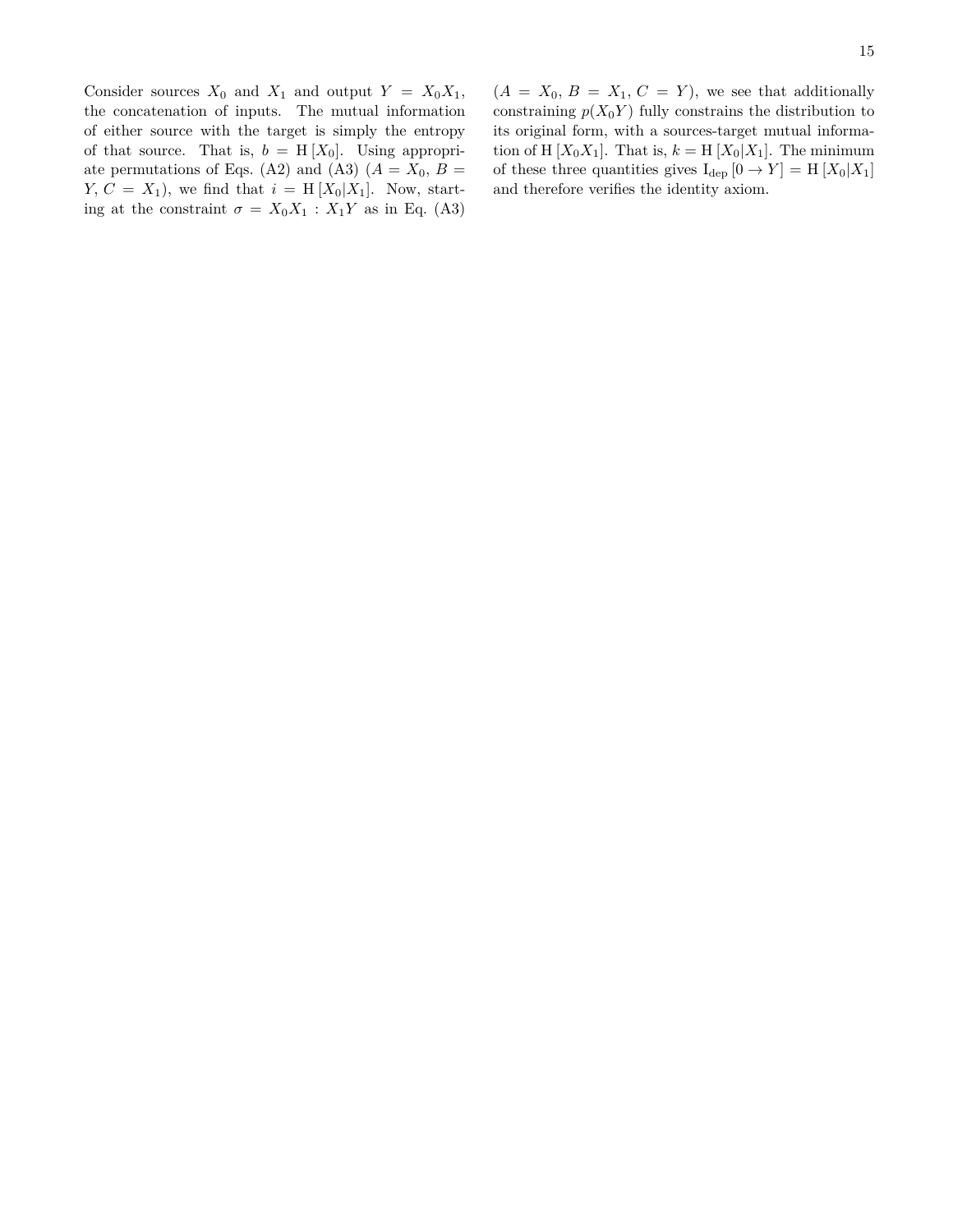Consider sources $X_0$ and $X_1$ and output $Y = X_0X_1$, the concatenation of inputs. The mutual information of either source with the target is simply the entropy of that source. That is, $b = \mathrm{H}[X_0]$. Using appropriate permutations of Eqs. (A2) and (A3) ($A = X_0$, $B = Y$, $C = X_1$), we find that $i = \mathrm{H}[X_0|X_1]$. Now, starting at the constraint $\sigma = X_0X_1 : X_1Y$ as in Eq. (A3) ($A = X_0$, $B = X_1$, $C = Y$), we see that additionally constraining $p(X_0Y)$ fully constrains the distribution to its original form, with a sources-target mutual information of $\mathrm{H}[X_0X_1]$. That is, $k = \mathrm{H}[X_0|X_1]$. The minimum of these three quantities gives $\mathrm{I}_{\mathrm{dep}}[0 \to Y] = \mathrm{H}[X_0|X_1]$ and therefore verifies the identity axiom.